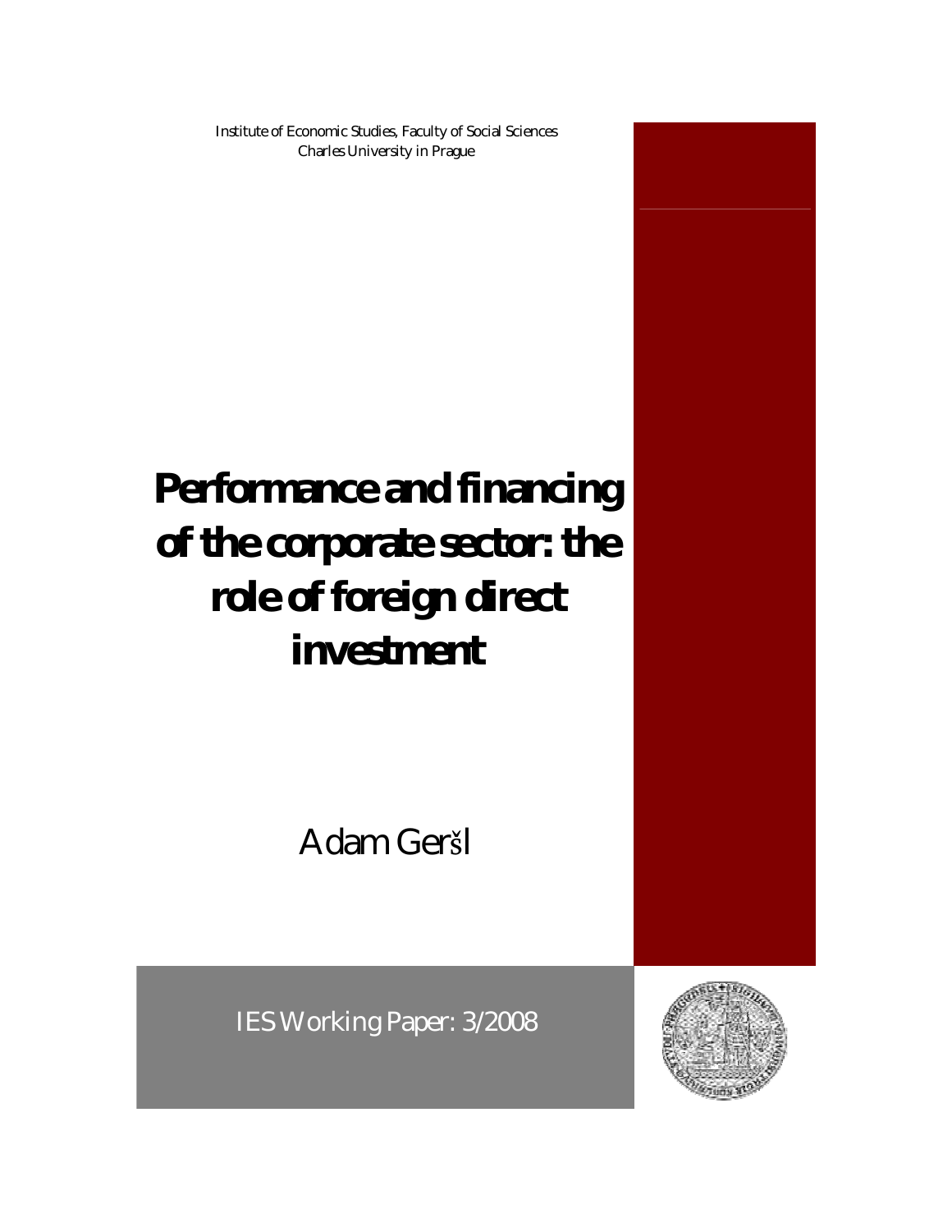Institute of Economic Studies, Faculty of Social Sciences
Charles University in Prague

# Performance and financing of the corporate sector: the role of foreign direct investment

Adam Geršl

IES Working Paper: 3/2008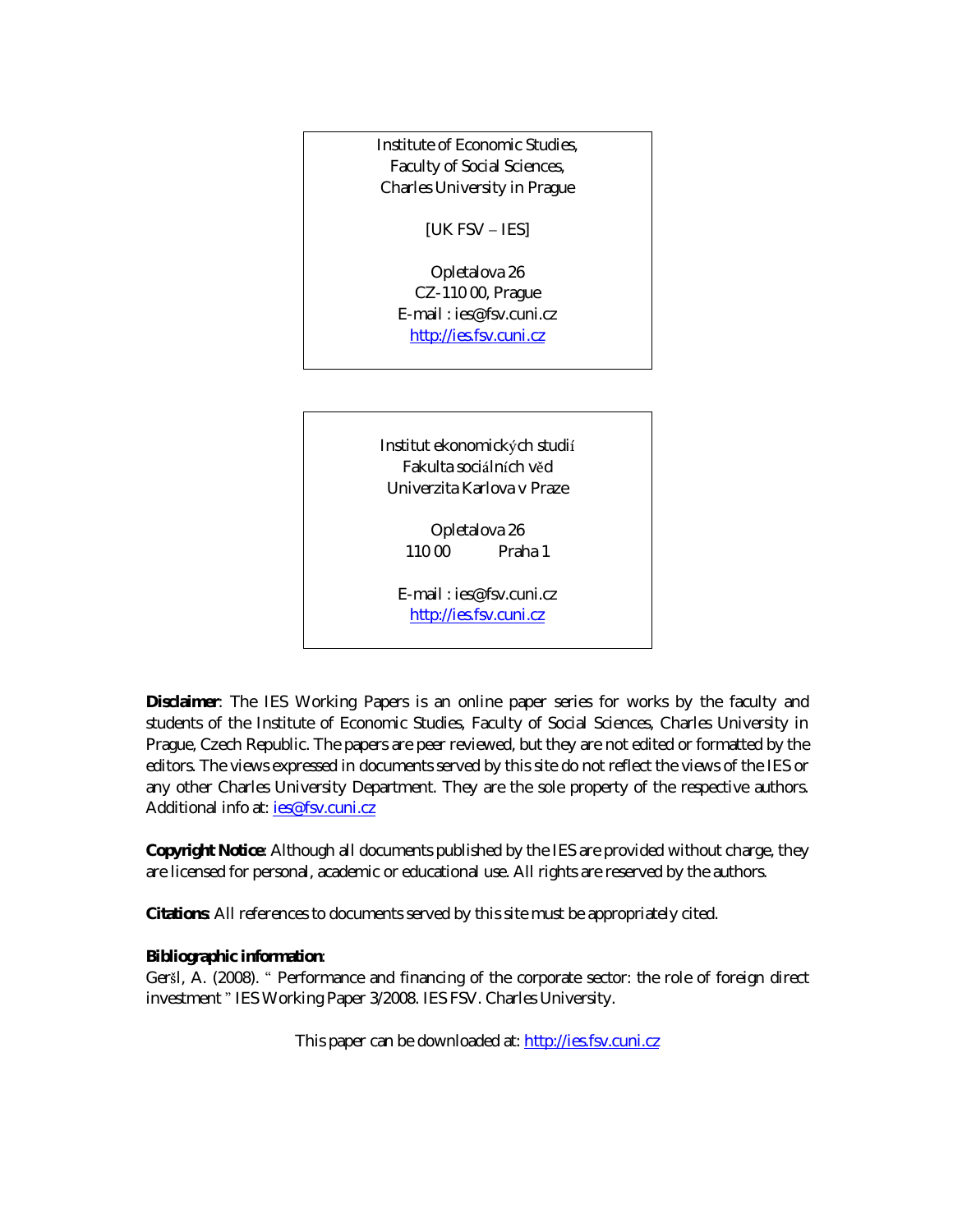Institute of Economic Studies,
Faculty of Social Sciences,
Charles University in Prague

[UK FSV – IES]

Opletalova 26
CZ-110 00, Prague
E-mail : ies@fsv.cuni.cz
http://ies.fsv.cuni.cz

Institut ekonomických studií
Fakulta sociálních věd
Univerzita Karlova v Praze

Opletalova 26
110 00 Praha 1

E-mail : ies@fsv.cuni.cz
http://ies.fsv.cuni.cz

**Disclaimer**: The IES Working Papers is an online paper series for works by the faculty and students of the Institute of Economic Studies, Faculty of Social Sciences, Charles University in Prague, Czech Republic. The papers are peer reviewed, but they are not edited or formatted by the editors. The views expressed in documents served by this site do not reflect the views of the IES or any other Charles University Department. They are the sole property of the respective authors. Additional info at: ies@fsv.cuni.cz

**Copyright Notice**: Although all documents published by the IES are provided without charge, they are licensed for personal, academic or educational use. All rights are reserved by the authors.

**Citations**: All references to documents served by this site must be appropriately cited.

**Bibliographic information**:
Geršl, A. (2008). " Performance and financing of the corporate sector: the role of foreign direct investment " IES Working Paper 3/2008. IES FSV. Charles University.

This paper can be downloaded at: http://ies.fsv.cuni.cz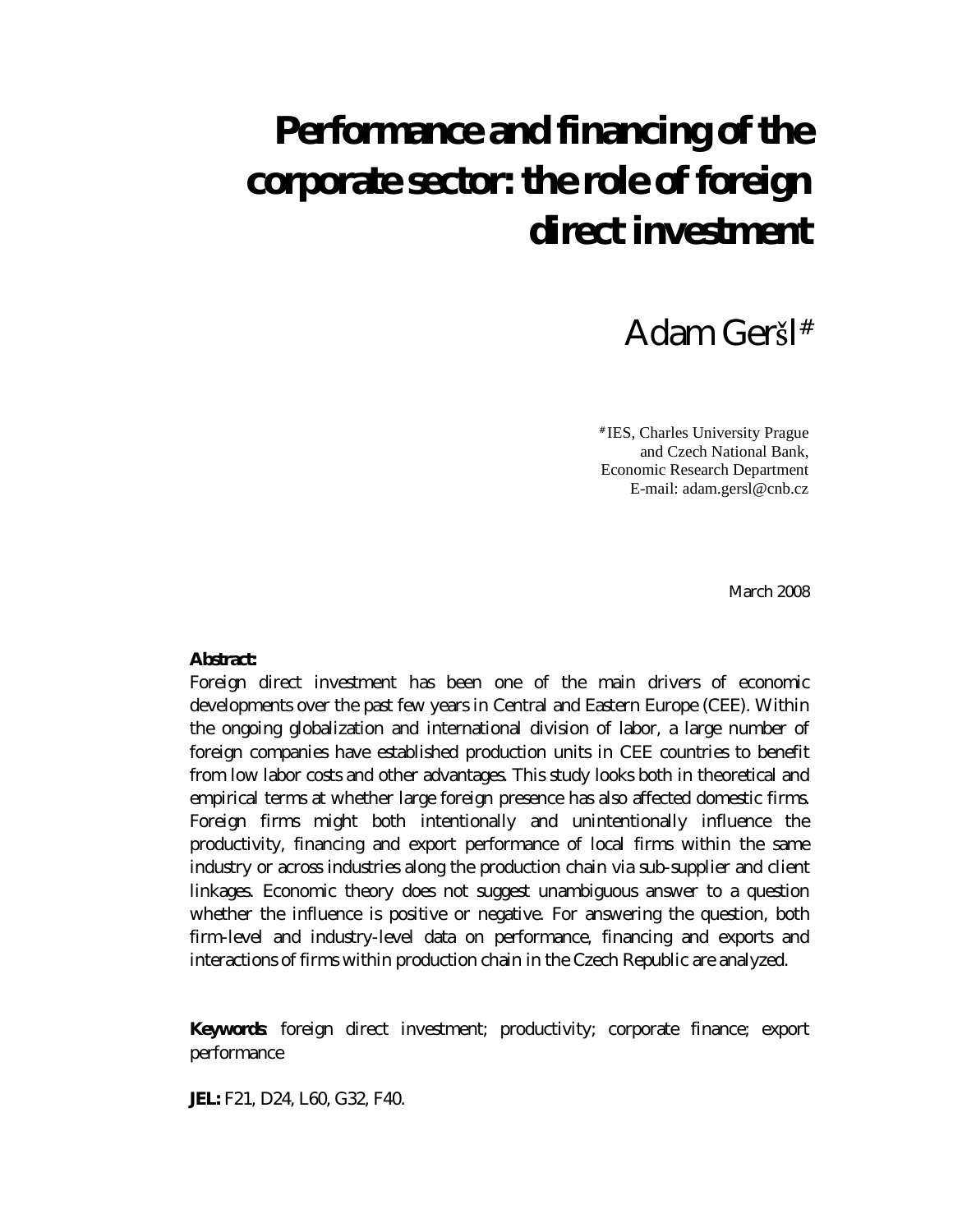# Performance and financing of the corporate sector: the role of foreign direct investment

Adam Geršl[#]

[#] IES, Charles University Prague and Czech National Bank, Economic Research Department
E-mail: adam.gersl@cnb.cz

March 2008

**Abstract:**
Foreign direct investment has been one of the main drivers of economic developments over the past few years in Central and Eastern Europe (CEE). Within the ongoing globalization and international division of labor, a large number of foreign companies have established production units in CEE countries to benefit from low labor costs and other advantages. This study looks both in theoretical and empirical terms at whether large foreign presence has also affected domestic firms. Foreign firms might both intentionally and unintentionally influence the productivity, financing and export performance of local firms within the same industry or across industries along the production chain via sub-supplier and client linkages. Economic theory does not suggest unambiguous answer to a question whether the influence is positive or negative. For answering the question, both firm-level and industry-level data on performance, financing and exports and interactions of firms within production chain in the Czech Republic are analyzed.

**Keywords**: foreign direct investment; productivity; corporate finance; export performance

**JEL:** F21, D24, L60, G32, F40.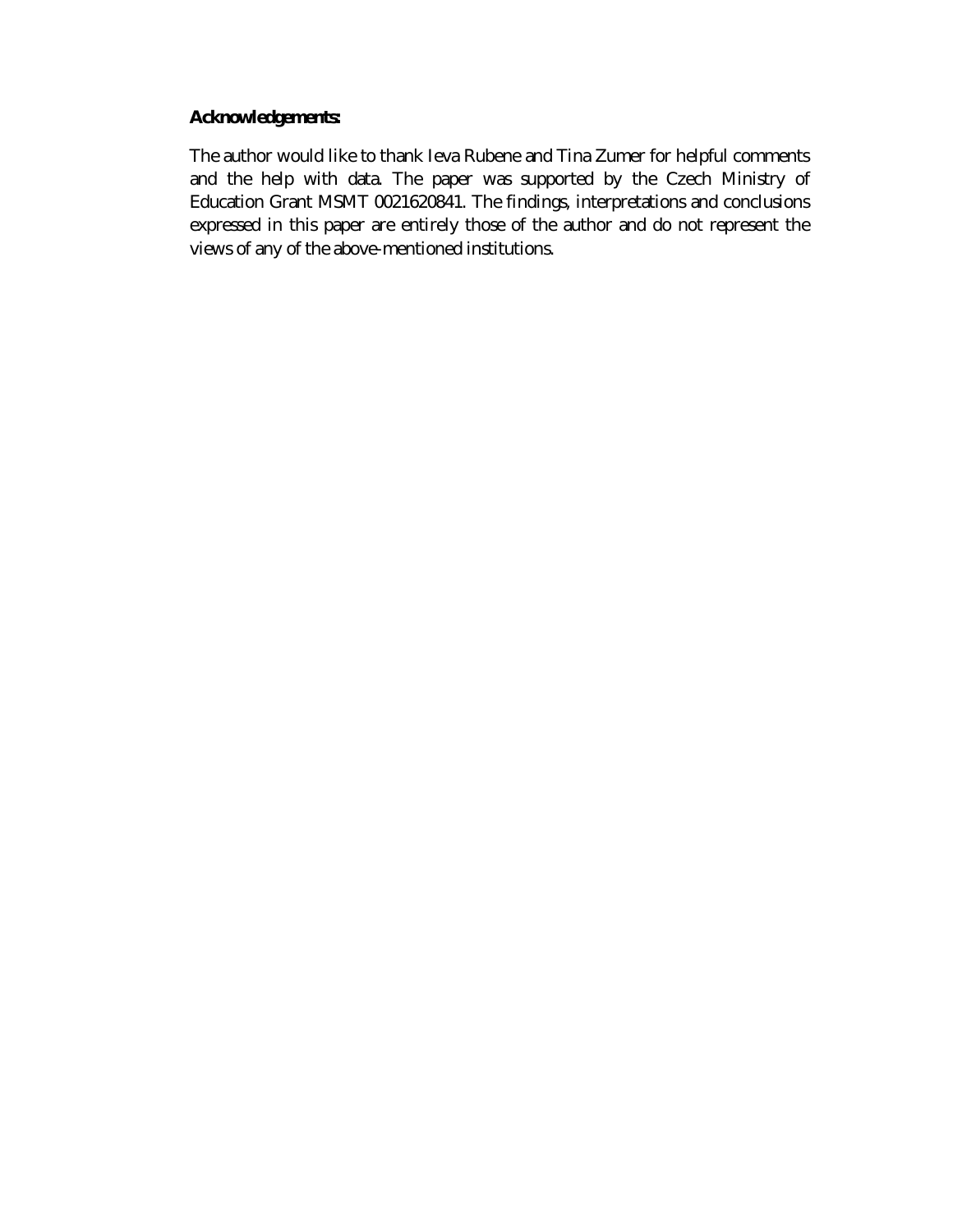**Acknowledgements:**

The author would like to thank Ieva Rubene and Tina Zumer for helpful comments and the help with data. The paper was supported by the Czech Ministry of Education Grant MSMT 0021620841. The findings, interpretations and conclusions expressed in this paper are entirely those of the author and do not represent the views of any of the above-mentioned institutions.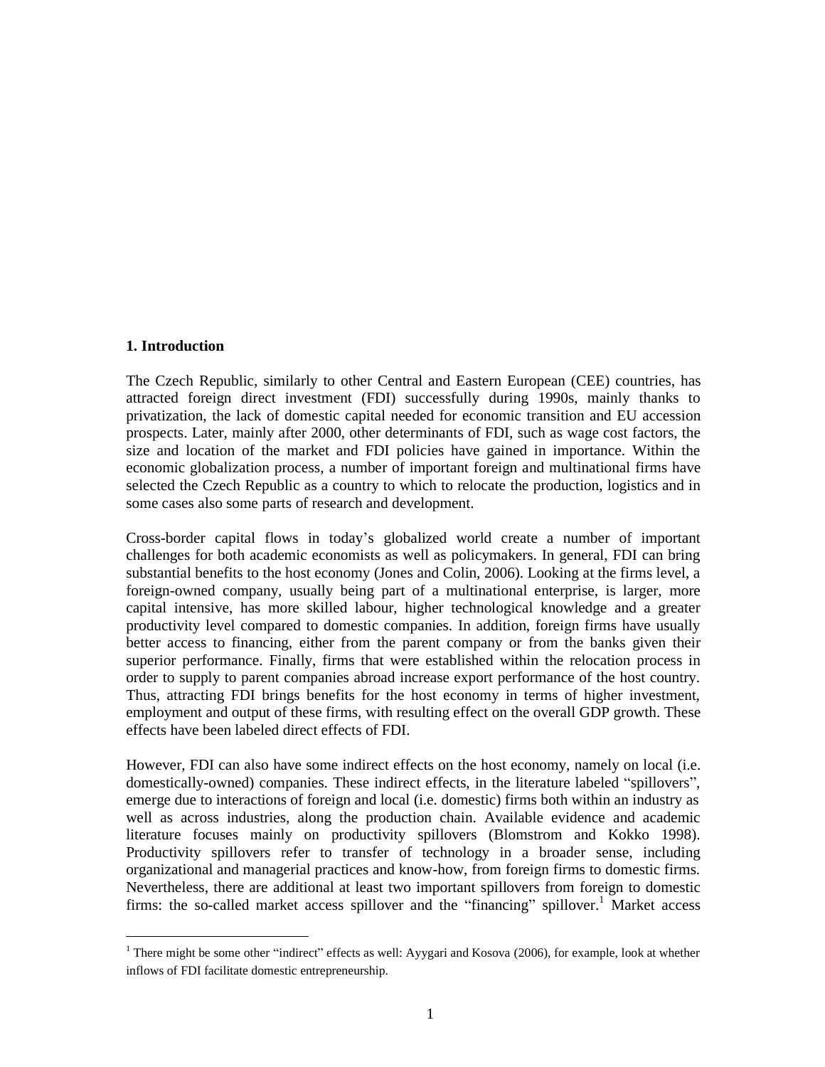## 1. Introduction

The Czech Republic, similarly to other Central and Eastern European (CEE) countries, has attracted foreign direct investment (FDI) successfully during 1990s, mainly thanks to privatization, the lack of domestic capital needed for economic transition and EU accession prospects. Later, mainly after 2000, other determinants of FDI, such as wage cost factors, the size and location of the market and FDI policies have gained in importance. Within the economic globalization process, a number of important foreign and multinational firms have selected the Czech Republic as a country to which to relocate the production, logistics and in some cases also some parts of research and development.

Cross-border capital flows in today's globalized world create a number of important challenges for both academic economists as well as policymakers. In general, FDI can bring substantial benefits to the host economy (Jones and Colin, 2006). Looking at the firms level, a foreign-owned company, usually being part of a multinational enterprise, is larger, more capital intensive, has more skilled labour, higher technological knowledge and a greater productivity level compared to domestic companies. In addition, foreign firms have usually better access to financing, either from the parent company or from the banks given their superior performance. Finally, firms that were established within the relocation process in order to supply to parent companies abroad increase export performance of the host country. Thus, attracting FDI brings benefits for the host economy in terms of higher investment, employment and output of these firms, with resulting effect on the overall GDP growth. These effects have been labeled direct effects of FDI.

However, FDI can also have some indirect effects on the host economy, namely on local (i.e. domestically-owned) companies. These indirect effects, in the literature labeled "spillovers", emerge due to interactions of foreign and local (i.e. domestic) firms both within an industry as well as across industries, along the production chain. Available evidence and academic literature focuses mainly on productivity spillovers (Blomstrom and Kokko 1998). Productivity spillovers refer to transfer of technology in a broader sense, including organizational and managerial practices and know-how, from foreign firms to domestic firms. Nevertheless, there are additional at least two important spillovers from foreign to domestic firms: the so-called market access spillover and the "financing" spillover.[1] Market access

[1] There might be some other "indirect" effects as well: Ayygari and Kosova (2006), for example, look at whether inflows of FDI facilitate domestic entrepreneurship.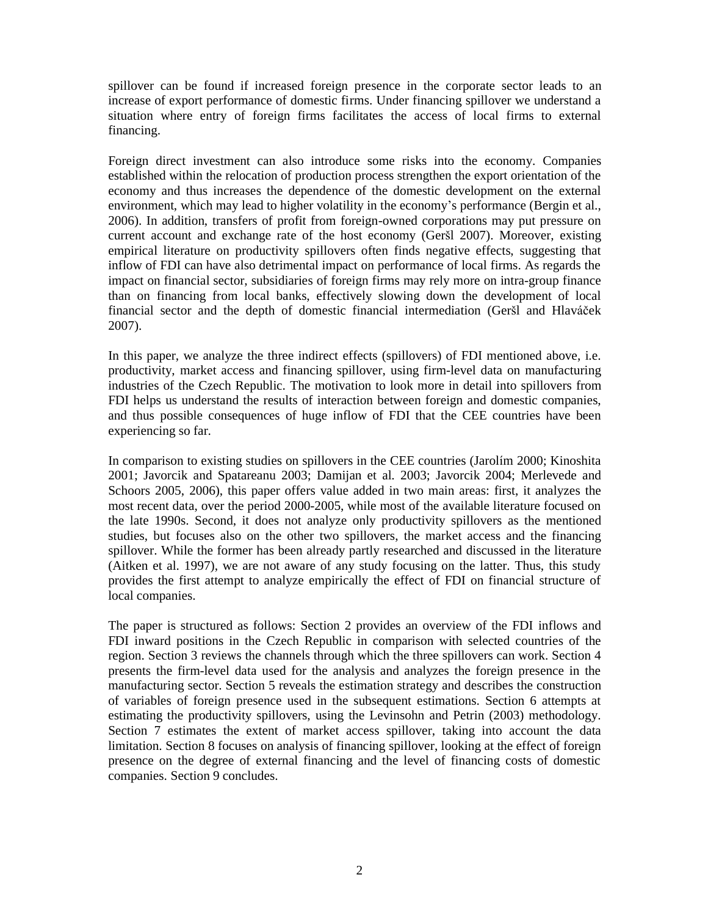spillover can be found if increased foreign presence in the corporate sector leads to an increase of export performance of domestic firms. Under financing spillover we understand a situation where entry of foreign firms facilitates the access of local firms to external financing.

Foreign direct investment can also introduce some risks into the economy. Companies established within the relocation of production process strengthen the export orientation of the economy and thus increases the dependence of the domestic development on the external environment, which may lead to higher volatility in the economy's performance (Bergin et al., 2006). In addition, transfers of profit from foreign-owned corporations may put pressure on current account and exchange rate of the host economy (Geršl 2007). Moreover, existing empirical literature on productivity spillovers often finds negative effects, suggesting that inflow of FDI can have also detrimental impact on performance of local firms. As regards the impact on financial sector, subsidiaries of foreign firms may rely more on intra-group finance than on financing from local banks, effectively slowing down the development of local financial sector and the depth of domestic financial intermediation (Geršl and Hlaváček 2007).

In this paper, we analyze the three indirect effects (spillovers) of FDI mentioned above, i.e. productivity, market access and financing spillover, using firm-level data on manufacturing industries of the Czech Republic. The motivation to look more in detail into spillovers from FDI helps us understand the results of interaction between foreign and domestic companies, and thus possible consequences of huge inflow of FDI that the CEE countries have been experiencing so far.

In comparison to existing studies on spillovers in the CEE countries (Jarolím 2000; Kinoshita 2001; Javorcik and Spatareanu 2003; Damijan et al. 2003; Javorcik 2004; Merlevede and Schoors 2005, 2006), this paper offers value added in two main areas: first, it analyzes the most recent data, over the period 2000-2005, while most of the available literature focused on the late 1990s. Second, it does not analyze only productivity spillovers as the mentioned studies, but focuses also on the other two spillovers, the market access and the financing spillover. While the former has been already partly researched and discussed in the literature (Aitken et al. 1997), we are not aware of any study focusing on the latter. Thus, this study provides the first attempt to analyze empirically the effect of FDI on financial structure of local companies.

The paper is structured as follows: Section 2 provides an overview of the FDI inflows and FDI inward positions in the Czech Republic in comparison with selected countries of the region. Section 3 reviews the channels through which the three spillovers can work. Section 4 presents the firm-level data used for the analysis and analyzes the foreign presence in the manufacturing sector. Section 5 reveals the estimation strategy and describes the construction of variables of foreign presence used in the subsequent estimations. Section 6 attempts at estimating the productivity spillovers, using the Levinsohn and Petrin (2003) methodology. Section 7 estimates the extent of market access spillover, taking into account the data limitation. Section 8 focuses on analysis of financing spillover, looking at the effect of foreign presence on the degree of external financing and the level of financing costs of domestic companies. Section 9 concludes.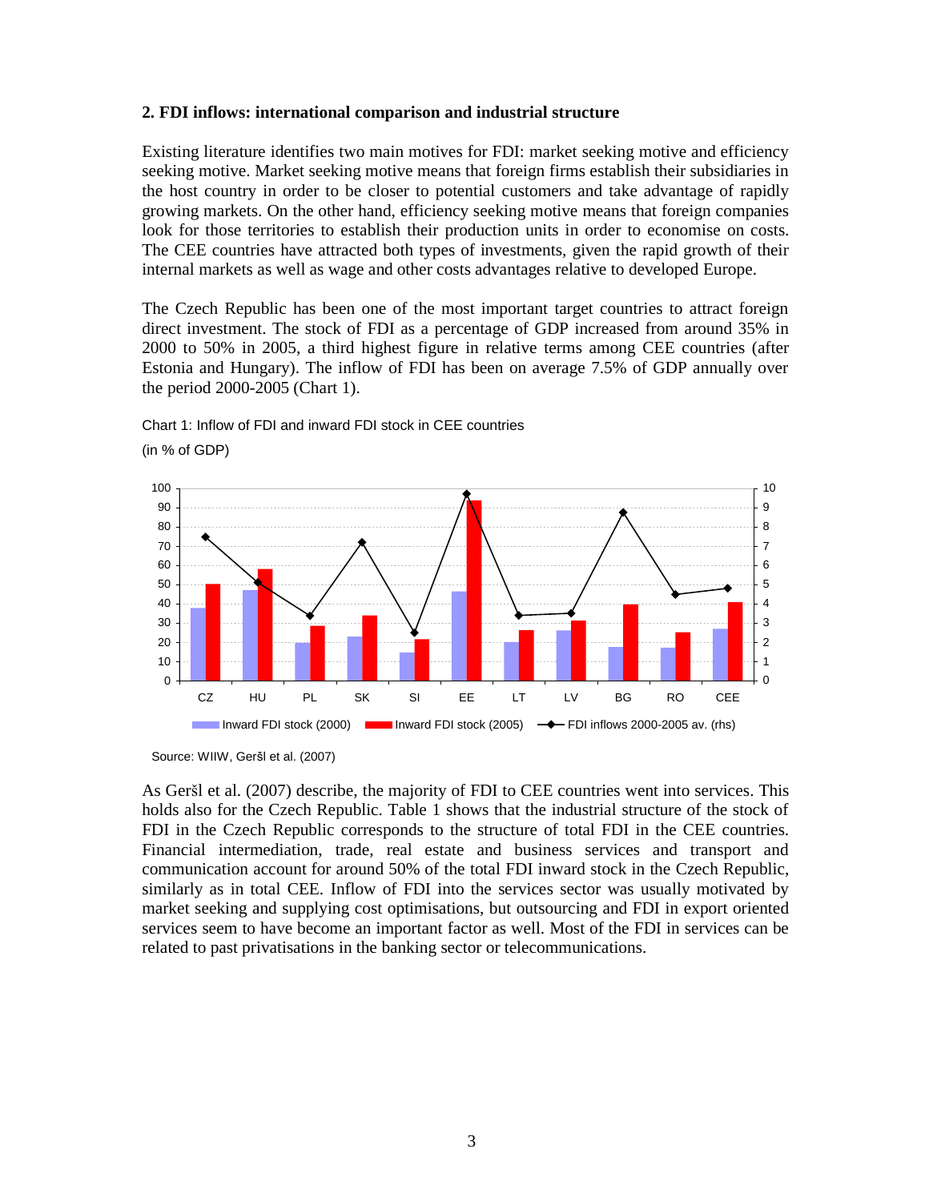## 2. FDI inflows: international comparison and industrial structure

Existing literature identifies two main motives for FDI: market seeking motive and efficiency seeking motive. Market seeking motive means that foreign firms establish their subsidiaries in the host country in order to be closer to potential customers and take advantage of rapidly growing markets. On the other hand, efficiency seeking motive means that foreign companies look for those territories to establish their production units in order to economise on costs. The CEE countries have attracted both types of investments, given the rapid growth of their internal markets as well as wage and other costs advantages relative to developed Europe.

The Czech Republic has been one of the most important target countries to attract foreign direct investment. The stock of FDI as a percentage of GDP increased from around 35% in 2000 to 50% in 2005, a third highest figure in relative terms among CEE countries (after Estonia and Hungary). The inflow of FDI has been on average 7.5% of GDP annually over the period 2000-2005 (Chart 1).

Chart 1: Inflow of FDI and inward FDI stock in CEE countries

(in % of GDP)

Source: WIIW, Geršl et al. (2007)

As Geršl et al. (2007) describe, the majority of FDI to CEE countries went into services. This holds also for the Czech Republic. Table 1 shows that the industrial structure of the stock of FDI in the Czech Republic corresponds to the structure of total FDI in the CEE countries. Financial intermediation, trade, real estate and business services and transport and communication account for around 50% of the total FDI inward stock in the Czech Republic, similarly as in total CEE. Inflow of FDI into the services sector was usually motivated by market seeking and supplying cost optimisations, but outsourcing and FDI in export oriented services seem to have become an important factor as well. Most of the FDI in services can be related to past privatisations in the banking sector or telecommunications.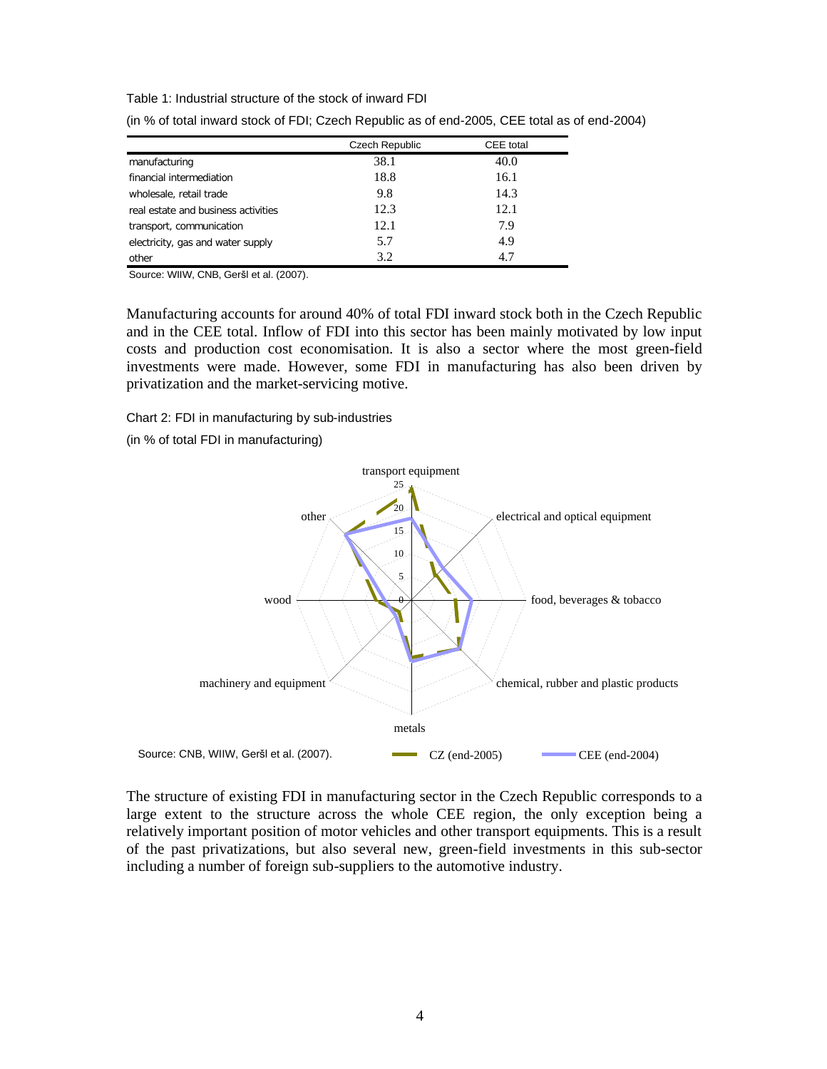Table 1: Industrial structure of the stock of inward FDI

(in % of total inward stock of FDI; Czech Republic as of end-2005, CEE total as of end-2004)

| | Czech Republic | CEE total |
|---|---|---|
| manufacturing | 38.1 | 40.0 |
| financial intermediation | 18.8 | 16.1 |
| wholesale, retail trade | 9.8 | 14.3 |
| real estate and business activities | 12.3 | 12.1 |
| transport, communication | 12.1 | 7.9 |
| electricity, gas and water supply | 5.7 | 4.9 |
| other | 3.2 | 4.7 |

Source: WIIW, CNB, Geršl et al. (2007).

Manufacturing accounts for around 40% of total FDI inward stock both in the Czech Republic and in the CEE total. Inflow of FDI into this sector has been mainly motivated by low input costs and production cost economisation. It is also a sector where the most green-field investments were made. However, some FDI in manufacturing has also been driven by privatization and the market-servicing motive.

Chart 2: FDI in manufacturing by sub-industries

(in % of total FDI in manufacturing)

Source: CNB, WIIW, Geršl et al. (2007).

The structure of existing FDI in manufacturing sector in the Czech Republic corresponds to a large extent to the structure across the whole CEE region, the only exception being a relatively important position of motor vehicles and other transport equipments. This is a result of the past privatizations, but also several new, green-field investments in this sub-sector including a number of foreign sub-suppliers to the automotive industry.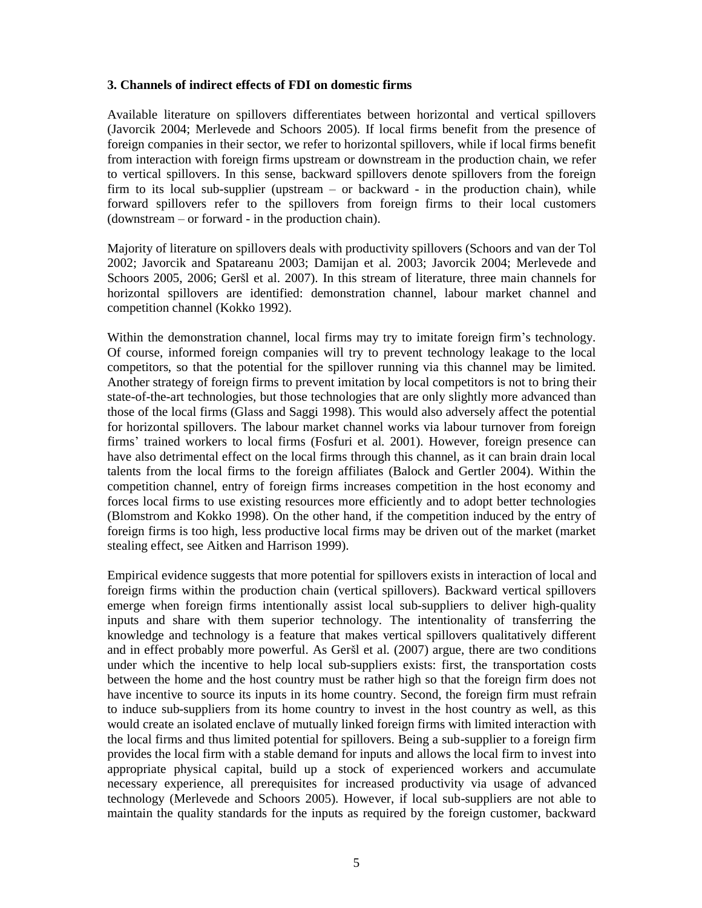### 3. Channels of indirect effects of FDI on domestic firms

Available literature on spillovers differentiates between horizontal and vertical spillovers (Javorcik 2004; Merlevede and Schoors 2005). If local firms benefit from the presence of foreign companies in their sector, we refer to horizontal spillovers, while if local firms benefit from interaction with foreign firms upstream or downstream in the production chain, we refer to vertical spillovers. In this sense, backward spillovers denote spillovers from the foreign firm to its local sub-supplier (upstream – or backward - in the production chain), while forward spillovers refer to the spillovers from foreign firms to their local customers (downstream – or forward - in the production chain).

Majority of literature on spillovers deals with productivity spillovers (Schoors and van der Tol 2002; Javorcik and Spatareanu 2003; Damijan et al. 2003; Javorcik 2004; Merlevede and Schoors 2005, 2006; Geršl et al. 2007). In this stream of literature, three main channels for horizontal spillovers are identified: demonstration channel, labour market channel and competition channel (Kokko 1992).

Within the demonstration channel, local firms may try to imitate foreign firm's technology. Of course, informed foreign companies will try to prevent technology leakage to the local competitors, so that the potential for the spillover running via this channel may be limited. Another strategy of foreign firms to prevent imitation by local competitors is not to bring their state-of-the-art technologies, but those technologies that are only slightly more advanced than those of the local firms (Glass and Saggi 1998). This would also adversely affect the potential for horizontal spillovers. The labour market channel works via labour turnover from foreign firms' trained workers to local firms (Fosfuri et al. 2001). However, foreign presence can have also detrimental effect on the local firms through this channel, as it can brain drain local talents from the local firms to the foreign affiliates (Balock and Gertler 2004). Within the competition channel, entry of foreign firms increases competition in the host economy and forces local firms to use existing resources more efficiently and to adopt better technologies (Blomstrom and Kokko 1998). On the other hand, if the competition induced by the entry of foreign firms is too high, less productive local firms may be driven out of the market (market stealing effect, see Aitken and Harrison 1999).

Empirical evidence suggests that more potential for spillovers exists in interaction of local and foreign firms within the production chain (vertical spillovers). Backward vertical spillovers emerge when foreign firms intentionally assist local sub-suppliers to deliver high-quality inputs and share with them superior technology. The intentionality of transferring the knowledge and technology is a feature that makes vertical spillovers qualitatively different and in effect probably more powerful. As Geršl et al. (2007) argue, there are two conditions under which the incentive to help local sub-suppliers exists: first, the transportation costs between the home and the host country must be rather high so that the foreign firm does not have incentive to source its inputs in its home country. Second, the foreign firm must refrain to induce sub-suppliers from its home country to invest in the host country as well, as this would create an isolated enclave of mutually linked foreign firms with limited interaction with the local firms and thus limited potential for spillovers. Being a sub-supplier to a foreign firm provides the local firm with a stable demand for inputs and allows the local firm to invest into appropriate physical capital, build up a stock of experienced workers and accumulate necessary experience, all prerequisites for increased productivity via usage of advanced technology (Merlevede and Schoors 2005). However, if local sub-suppliers are not able to maintain the quality standards for the inputs as required by the foreign customer, backward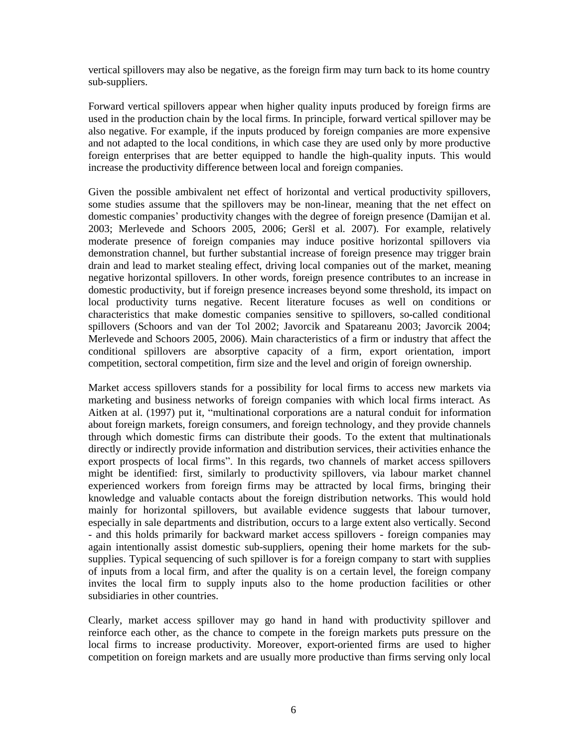vertical spillovers may also be negative, as the foreign firm may turn back to its home country sub-suppliers.

Forward vertical spillovers appear when higher quality inputs produced by foreign firms are used in the production chain by the local firms. In principle, forward vertical spillover may be also negative. For example, if the inputs produced by foreign companies are more expensive and not adapted to the local conditions, in which case they are used only by more productive foreign enterprises that are better equipped to handle the high-quality inputs. This would increase the productivity difference between local and foreign companies.

Given the possible ambivalent net effect of horizontal and vertical productivity spillovers, some studies assume that the spillovers may be non-linear, meaning that the net effect on domestic companies' productivity changes with the degree of foreign presence (Damijan et al. 2003; Merlevede and Schoors 2005, 2006; Geršl et al. 2007). For example, relatively moderate presence of foreign companies may induce positive horizontal spillovers via demonstration channel, but further substantial increase of foreign presence may trigger brain drain and lead to market stealing effect, driving local companies out of the market, meaning negative horizontal spillovers. In other words, foreign presence contributes to an increase in domestic productivity, but if foreign presence increases beyond some threshold, its impact on local productivity turns negative. Recent literature focuses as well on conditions or characteristics that make domestic companies sensitive to spillovers, so-called conditional spillovers (Schoors and van der Tol 2002; Javorcik and Spatareanu 2003; Javorcik 2004; Merlevede and Schoors 2005, 2006). Main characteristics of a firm or industry that affect the conditional spillovers are absorptive capacity of a firm, export orientation, import competition, sectoral competition, firm size and the level and origin of foreign ownership.

Market access spillovers stands for a possibility for local firms to access new markets via marketing and business networks of foreign companies with which local firms interact. As Aitken at al. (1997) put it, "multinational corporations are a natural conduit for information about foreign markets, foreign consumers, and foreign technology, and they provide channels through which domestic firms can distribute their goods. To the extent that multinationals directly or indirectly provide information and distribution services, their activities enhance the export prospects of local firms". In this regards, two channels of market access spillovers might be identified: first, similarly to productivity spillovers, via labour market channel experienced workers from foreign firms may be attracted by local firms, bringing their knowledge and valuable contacts about the foreign distribution networks. This would hold mainly for horizontal spillovers, but available evidence suggests that labour turnover, especially in sale departments and distribution, occurs to a large extent also vertically. Second - and this holds primarily for backward market access spillovers - foreign companies may again intentionally assist domestic sub-suppliers, opening their home markets for the sub-supplies. Typical sequencing of such spillover is for a foreign company to start with supplies of inputs from a local firm, and after the quality is on a certain level, the foreign company invites the local firm to supply inputs also to the home production facilities or other subsidiaries in other countries.

Clearly, market access spillover may go hand in hand with productivity spillover and reinforce each other, as the chance to compete in the foreign markets puts pressure on the local firms to increase productivity. Moreover, export-oriented firms are used to higher competition on foreign markets and are usually more productive than firms serving only local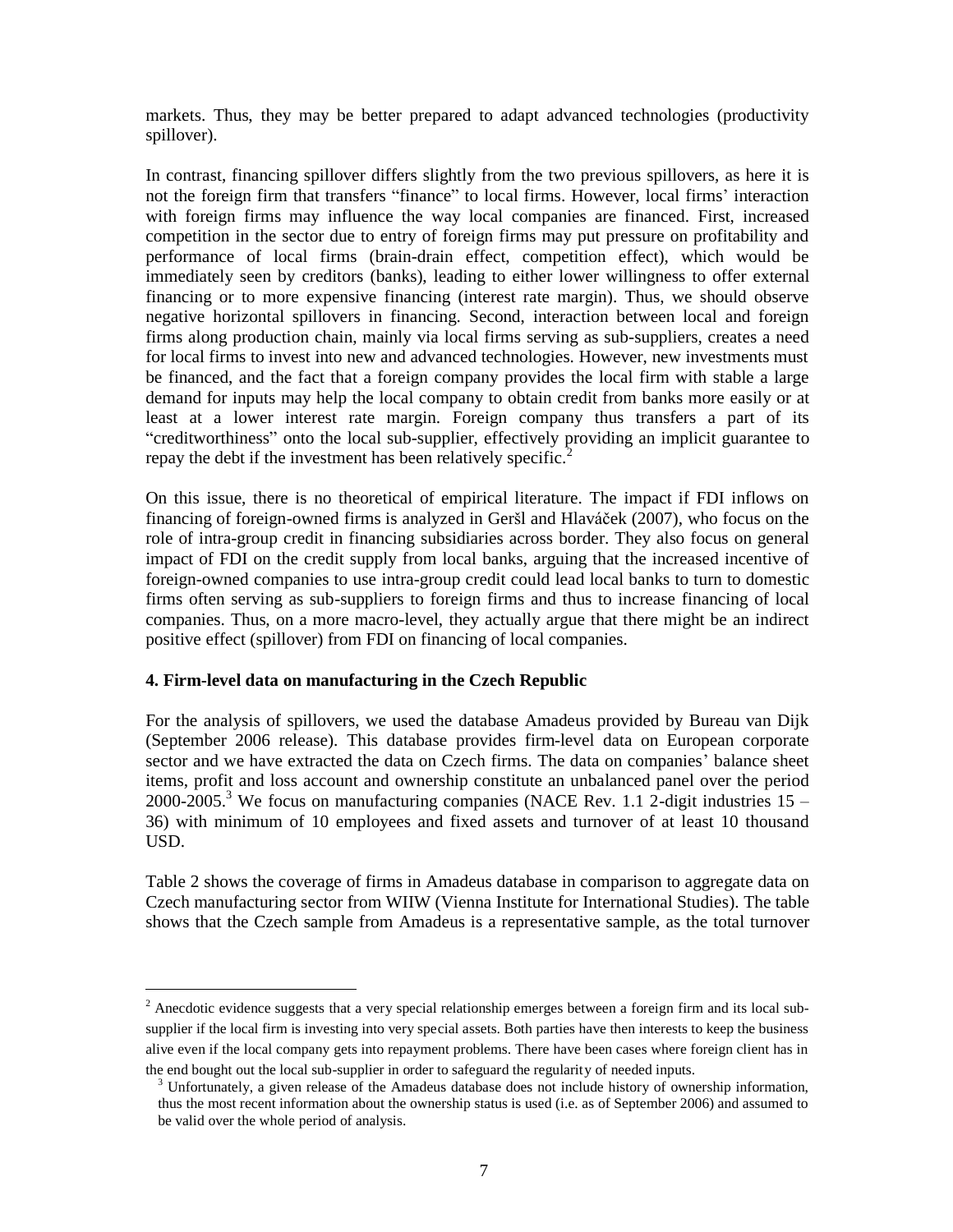markets. Thus, they may be better prepared to adapt advanced technologies (productivity spillover).

In contrast, financing spillover differs slightly from the two previous spillovers, as here it is not the foreign firm that transfers "finance" to local firms. However, local firms' interaction with foreign firms may influence the way local companies are financed. First, increased competition in the sector due to entry of foreign firms may put pressure on profitability and performance of local firms (brain-drain effect, competition effect), which would be immediately seen by creditors (banks), leading to either lower willingness to offer external financing or to more expensive financing (interest rate margin). Thus, we should observe negative horizontal spillovers in financing. Second, interaction between local and foreign firms along production chain, mainly via local firms serving as sub-suppliers, creates a need for local firms to invest into new and advanced technologies. However, new investments must be financed, and the fact that a foreign company provides the local firm with stable a large demand for inputs may help the local company to obtain credit from banks more easily or at least at a lower interest rate margin. Foreign company thus transfers a part of its "creditworthiness" onto the local sub-supplier, effectively providing an implicit guarantee to repay the debt if the investment has been relatively specific.[2]

On this issue, there is no theoretical of empirical literature. The impact if FDI inflows on financing of foreign-owned firms is analyzed in Geršl and Hlaváček (2007), who focus on the role of intra-group credit in financing subsidiaries across border. They also focus on general impact of FDI on the credit supply from local banks, arguing that the increased incentive of foreign-owned companies to use intra-group credit could lead local banks to turn to domestic firms often serving as sub-suppliers to foreign firms and thus to increase financing of local companies. Thus, on a more macro-level, they actually argue that there might be an indirect positive effect (spillover) from FDI on financing of local companies.

### 4. Firm-level data on manufacturing in the Czech Republic

For the analysis of spillovers, we used the database Amadeus provided by Bureau van Dijk (September 2006 release). This database provides firm-level data on European corporate sector and we have extracted the data on Czech firms. The data on companies' balance sheet items, profit and loss account and ownership constitute an unbalanced panel over the period 2000-2005.[3] We focus on manufacturing companies (NACE Rev. 1.1 2-digit industries 15 – 36) with minimum of 10 employees and fixed assets and turnover of at least 10 thousand USD.

Table 2 shows the coverage of firms in Amadeus database in comparison to aggregate data on Czech manufacturing sector from WIIW (Vienna Institute for International Studies). The table shows that the Czech sample from Amadeus is a representative sample, as the total turnover

---

[2] Anecdotic evidence suggests that a very special relationship emerges between a foreign firm and its local sub-supplier if the local firm is investing into very special assets. Both parties have then interests to keep the business alive even if the local company gets into repayment problems. There have been cases where foreign client has in the end bought out the local sub-supplier in order to safeguard the regularity of needed inputs.

[3] Unfortunately, a given release of the Amadeus database does not include history of ownership information, thus the most recent information about the ownership status is used (i.e. as of September 2006) and assumed to be valid over the whole period of analysis.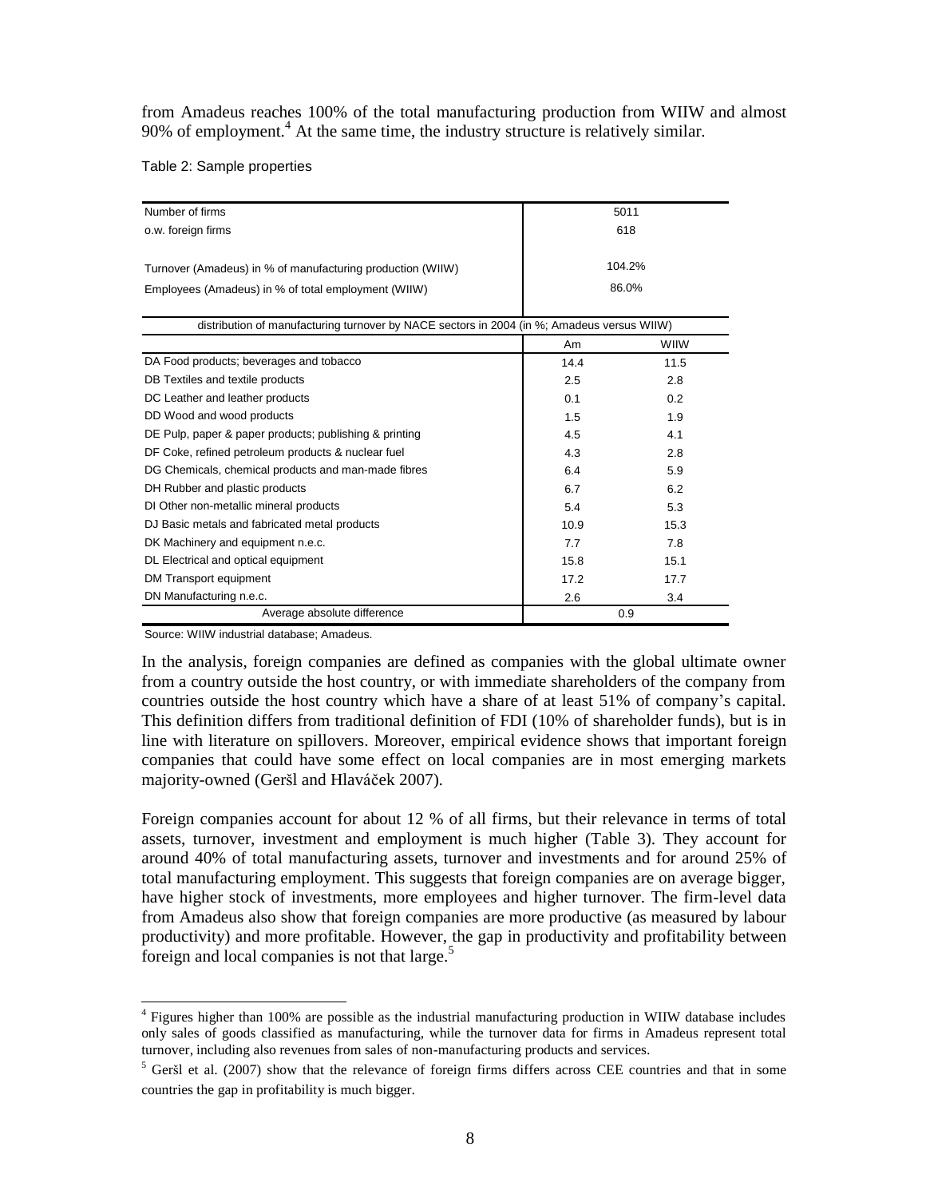from Amadeus reaches 100% of the total manufacturing production from WIIW and almost 90% of employment.[4] At the same time, the industry structure is relatively similar.

Table 2: Sample properties

| | | |
|---|---|---|
| Number of firms | 5011 | |
| o.w. foreign firms | 618 | |
| Turnover (Amadeus) in % of manufacturing production (WIIW) | 104.2% | |
| Employees (Amadeus) in % of total employment (WIIW) | 86.0% | |
| distribution of manufacturing turnover by NACE sectors in 2004 (in %; Amadeus versus WIIW) | | |
| | Am | WIIW |
| DA Food products; beverages and tobacco | 14.4 | 11.5 |
| DB Textiles and textile products | 2.5 | 2.8 |
| DC Leather and leather products | 0.1 | 0.2 |
| DD Wood and wood products | 1.5 | 1.9 |
| DE Pulp, paper & paper products; publishing & printing | 4.5 | 4.1 |
| DF Coke, refined petroleum products & nuclear fuel | 4.3 | 2.8 |
| DG Chemicals, chemical products and man-made fibres | 6.4 | 5.9 |
| DH Rubber and plastic products | 6.7 | 6.2 |
| DI Other non-metallic mineral products | 5.4 | 5.3 |
| DJ Basic metals and fabricated metal products | 10.9 | 15.3 |
| DK Machinery and equipment n.e.c. | 7.7 | 7.8 |
| DL Electrical and optical equipment | 15.8 | 15.1 |
| DM Transport equipment | 17.2 | 17.7 |
| DN Manufacturing n.e.c. | 2.6 | 3.4 |
| Average absolute difference | 0.9 | |

Source: WIIW industrial database; Amadeus.

In the analysis, foreign companies are defined as companies with the global ultimate owner from a country outside the host country, or with immediate shareholders of the company from countries outside the host country which have a share of at least 51% of company's capital. This definition differs from traditional definition of FDI (10% of shareholder funds), but is in line with literature on spillovers. Moreover, empirical evidence shows that important foreign companies that could have some effect on local companies are in most emerging markets majority-owned (Geršl and Hlaváček 2007).

Foreign companies account for about 12 % of all firms, but their relevance in terms of total assets, turnover, investment and employment is much higher (Table 3). They account for around 40% of total manufacturing assets, turnover and investments and for around 25% of total manufacturing employment. This suggests that foreign companies are on average bigger, have higher stock of investments, more employees and higher turnover. The firm-level data from Amadeus also show that foreign companies are more productive (as measured by labour productivity) and more profitable. However, the gap in productivity and profitability between foreign and local companies is not that large.[5]

[4] Figures higher than 100% are possible as the industrial manufacturing production in WIIW database includes only sales of goods classified as manufacturing, while the turnover data for firms in Amadeus represent total turnover, including also revenues from sales of non-manufacturing products and services.

[5] Geršl et al. (2007) show that the relevance of foreign firms differs across CEE countries and that in some countries the gap in profitability is much bigger.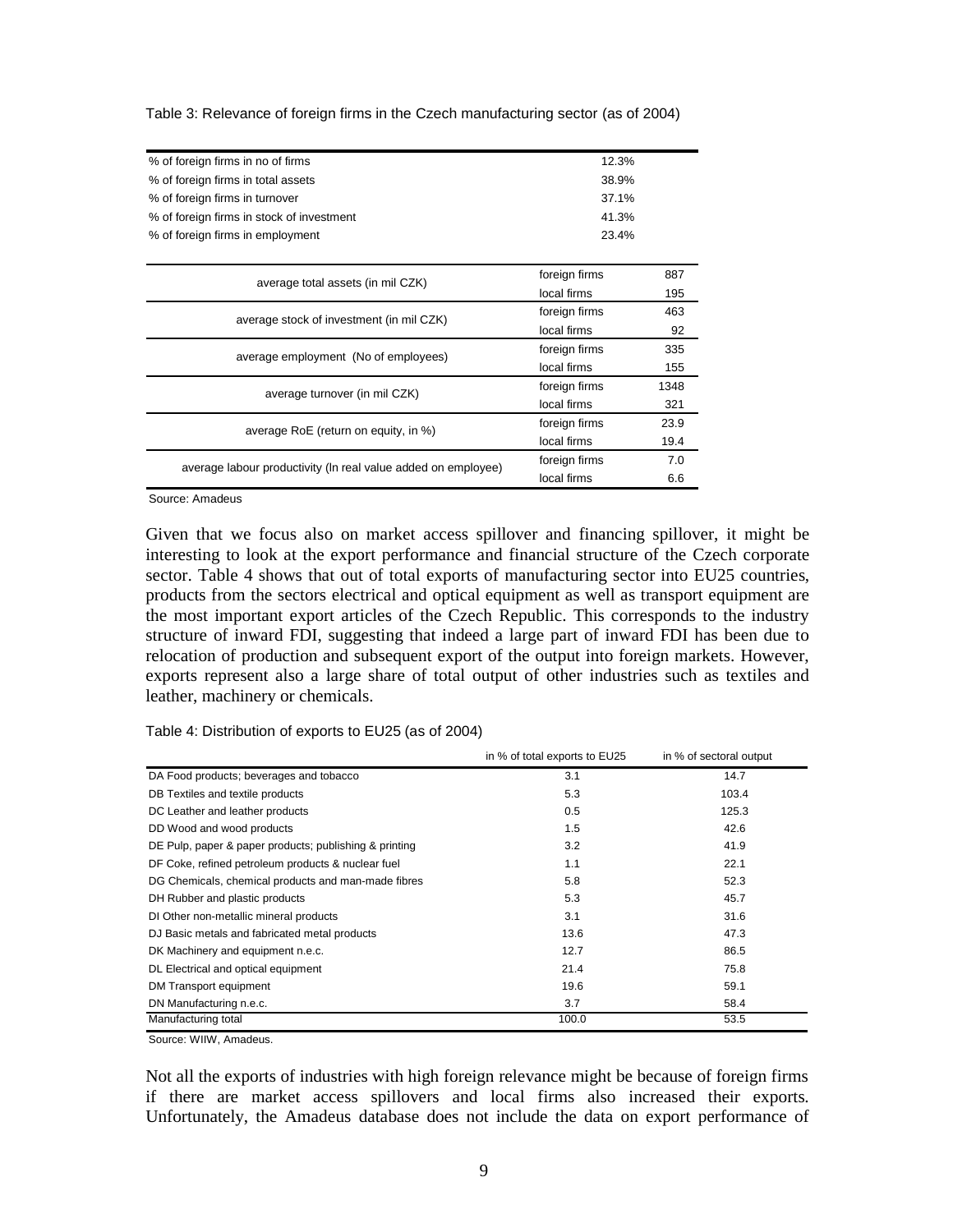Table 3: Relevance of foreign firms in the Czech manufacturing sector (as of 2004)

| | |
|---|---|
| % of foreign firms in no of firms | 12.3% |
| % of foreign firms in total assets | 38.9% |
| % of foreign firms in turnover | 37.1% |
| % of foreign firms in stock of investment | 41.3% |
| % of foreign firms in employment | 23.4% |

| | | |
|---|---|---|
| average total assets (in mil CZK) | foreign firms | 887 |
| | local firms | 195 |
| average stock of investment (in mil CZK) | foreign firms | 463 |
| | local firms | 92 |
| average employment (No of employees) | foreign firms | 335 |
| | local firms | 155 |
| average turnover (in mil CZK) | foreign firms | 1348 |
| | local firms | 321 |
| average RoE (return on equity, in %) | foreign firms | 23.9 |
| | local firms | 19.4 |
| average labour productivity (ln real value added on employee) | foreign firms | 7.0 |
| | local firms | 6.6 |

Source: Amadeus

Given that we focus also on market access spillover and financing spillover, it might be interesting to look at the export performance and financial structure of the Czech corporate sector. Table 4 shows that out of total exports of manufacturing sector into EU25 countries, products from the sectors electrical and optical equipment as well as transport equipment are the most important export articles of the Czech Republic. This corresponds to the industry structure of inward FDI, suggesting that indeed a large part of inward FDI has been due to relocation of production and subsequent export of the output into foreign markets. However, exports represent also a large share of total output of other industries such as textiles and leather, machinery or chemicals.

Table 4: Distribution of exports to EU25 (as of 2004)

| | in % of total exports to EU25 | in % of sectoral output |
|---|---|---|
| DA Food products; beverages and tobacco | 3.1 | 14.7 |
| DB Textiles and textile products | 5.3 | 103.4 |
| DC Leather and leather products | 0.5 | 125.3 |
| DD Wood and wood products | 1.5 | 42.6 |
| DE Pulp, paper & paper products; publishing & printing | 3.2 | 41.9 |
| DF Coke, refined petroleum products & nuclear fuel | 1.1 | 22.1 |
| DG Chemicals, chemical products and man-made fibres | 5.8 | 52.3 |
| DH Rubber and plastic products | 5.3 | 45.7 |
| DI Other non-metallic mineral products | 3.1 | 31.6 |
| DJ Basic metals and fabricated metal products | 13.6 | 47.3 |
| DK Machinery and equipment n.e.c. | 12.7 | 86.5 |
| DL Electrical and optical equipment | 21.4 | 75.8 |
| DM Transport equipment | 19.6 | 59.1 |
| DN Manufacturing n.e.c. | 3.7 | 58.4 |
| Manufacturing total | 100.0 | 53.5 |

Source: WIIW, Amadeus.

Not all the exports of industries with high foreign relevance might be because of foreign firms if there are market access spillovers and local firms also increased their exports. Unfortunately, the Amadeus database does not include the data on export performance of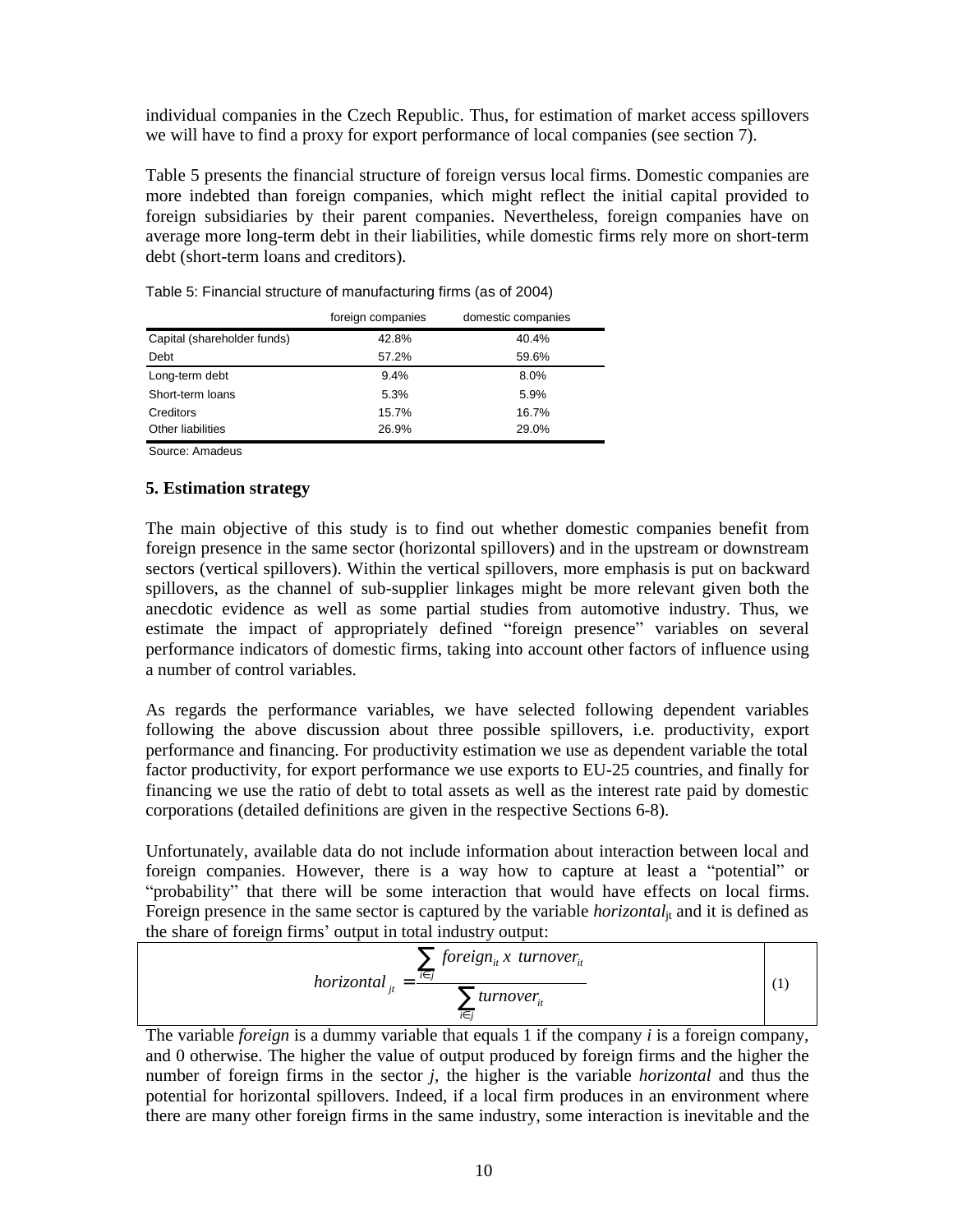individual companies in the Czech Republic. Thus, for estimation of market access spillovers we will have to find a proxy for export performance of local companies (see section 7).

Table 5 presents the financial structure of foreign versus local firms. Domestic companies are more indebted than foreign companies, which might reflect the initial capital provided to foreign subsidiaries by their parent companies. Nevertheless, foreign companies have on average more long-term debt in their liabilities, while domestic firms rely more on short-term debt (short-term loans and creditors).

Table 5: Financial structure of manufacturing firms (as of 2004)

| | foreign companies | domestic companies |
|---|---|---|
| Capital (shareholder funds) | 42.8% | 40.4% |
| Debt | 57.2% | 59.6% |
| Long-term debt | 9.4% | 8.0% |
| Short-term loans | 5.3% | 5.9% |
| Creditors | 15.7% | 16.7% |
| Other liabilities | 26.9% | 29.0% |

Source: Amadeus

### 5. Estimation strategy

The main objective of this study is to find out whether domestic companies benefit from foreign presence in the same sector (horizontal spillovers) and in the upstream or downstream sectors (vertical spillovers). Within the vertical spillovers, more emphasis is put on backward spillovers, as the channel of sub-supplier linkages might be more relevant given both the anecdotic evidence as well as some partial studies from automotive industry. Thus, we estimate the impact of appropriately defined "foreign presence" variables on several performance indicators of domestic firms, taking into account other factors of influence using a number of control variables.

As regards the performance variables, we have selected following dependent variables following the above discussion about three possible spillovers, i.e. productivity, export performance and financing. For productivity estimation we use as dependent variable the total factor productivity, for export performance we use exports to EU-25 countries, and finally for financing we use the ratio of debt to total assets as well as the interest rate paid by domestic corporations (detailed definitions are given in the respective Sections 6-8).

Unfortunately, available data do not include information about interaction between local and foreign companies. However, there is a way how to capture at least a "potential" or "probability" that there will be some interaction that would have effects on local firms. Foreign presence in the same sector is captured by the variable $horizontal_{jt}$ and it is defined as the share of foreign firms' output in total industry output:

$$horizontal_{jt} = \frac{\sum_{i \in j} foreign_{it} \; x \; turnover_{it}}{\sum_{i \in j} turnover_{it}} \qquad (1)$$

The variable *foreign* is a dummy variable that equals 1 if the company *i* is a foreign company, and 0 otherwise. The higher the value of output produced by foreign firms and the higher the number of foreign firms in the sector *j*, the higher is the variable *horizontal* and thus the potential for horizontal spillovers. Indeed, if a local firm produces in an environment where there are many other foreign firms in the same industry, some interaction is inevitable and the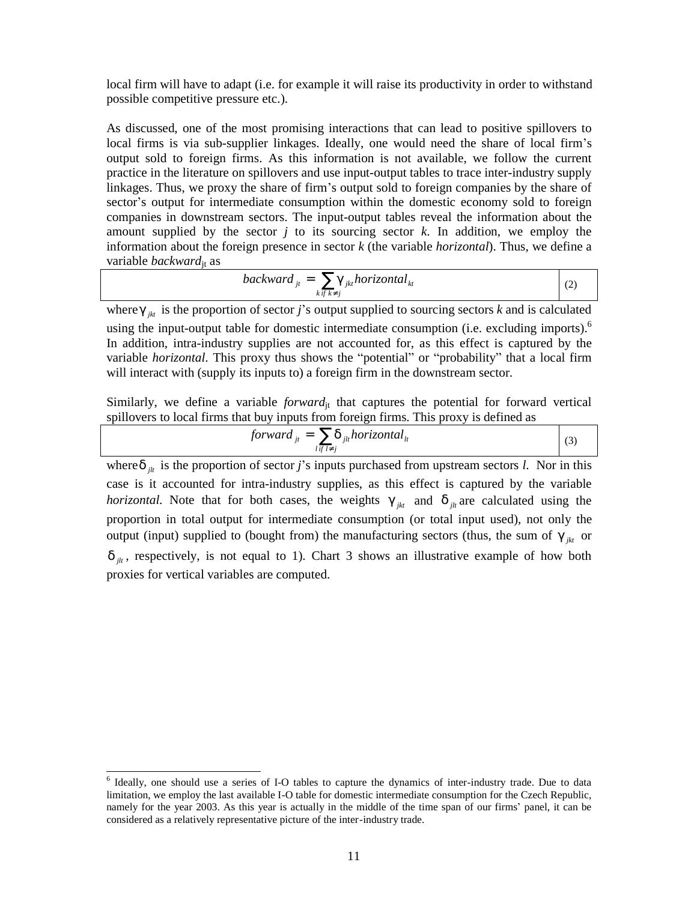local firm will have to adapt (i.e. for example it will raise its productivity in order to withstand possible competitive pressure etc.).

As discussed, one of the most promising interactions that can lead to positive spillovers to local firms is via sub-supplier linkages. Ideally, one would need the share of local firm's output sold to foreign firms. As this information is not available, we follow the current practice in the literature on spillovers and use input-output tables to trace inter-industry supply linkages. Thus, we proxy the share of firm's output sold to foreign companies by the share of sector's output for intermediate consumption within the domestic economy sold to foreign companies in downstream sectors. The input-output tables reveal the information about the amount supplied by the sector *j* to its sourcing sector *k*. In addition, we employ the information about the foreign presence in sector *k* (the variable *horizontal*). Thus, we define a variable $backward_{jt}$ as

$$backward_{jt} = \sum_{k \text{ if } k \neq j} \gamma_{jkt} \, horizontal_{kt} \tag{2}$$

where $\gamma_{jkt}$ is the proportion of sector *j*'s output supplied to sourcing sectors *k* and is calculated using the input-output table for domestic intermediate consumption (i.e. excluding imports).[6] In addition, intra-industry supplies are not accounted for, as this effect is captured by the variable *horizontal*. This proxy thus shows the "potential" or "probability" that a local firm will interact with (supply its inputs to) a foreign firm in the downstream sector.

Similarly, we define a variable $forward_{jt}$ that captures the potential for forward vertical spillovers to local firms that buy inputs from foreign firms. This proxy is defined as

$$forward_{jt} = \sum_{l \text{ if } l \neq j} \delta_{jlt} \, horizontal_{lt} \tag{3}$$

where $\delta_{jlt}$ is the proportion of sector *j*'s inputs purchased from upstream sectors *l*. Nor in this case is it accounted for intra-industry supplies, as this effect is captured by the variable *horizontal*. Note that for both cases, the weights $\gamma_{jkt}$ and $\delta_{jlt}$ are calculated using the proportion in total output for intermediate consumption (or total input used), not only the output (input) supplied to (bought from) the manufacturing sectors (thus, the sum of $\gamma_{jkt}$ or $\delta_{jlt}$, respectively, is not equal to 1). Chart 3 shows an illustrative example of how both proxies for vertical variables are computed.

[6] Ideally, one should use a series of I-O tables to capture the dynamics of inter-industry trade. Due to data limitation, we employ the last available I-O table for domestic intermediate consumption for the Czech Republic, namely for the year 2003. As this year is actually in the middle of the time span of our firms' panel, it can be considered as a relatively representative picture of the inter-industry trade.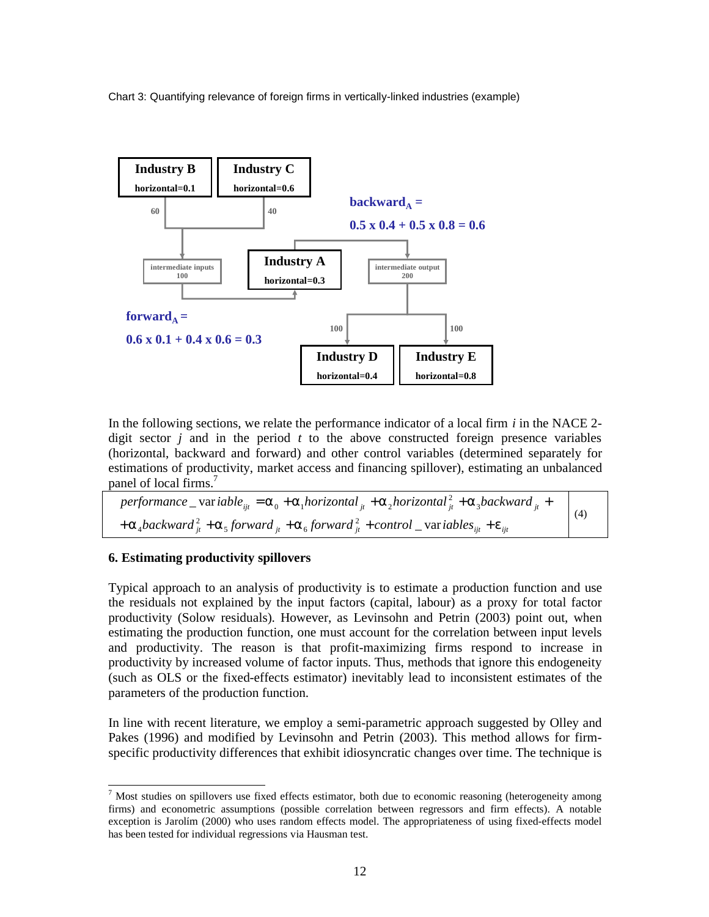Chart 3: Quantifying relevance of foreign firms in vertically-linked industries (example)

Industry B
horizontal=0.1

Industry C
horizontal=0.6

60

40

backward$_A$ =

0.5 x 0.4 + 0.5 x 0.8 = 0.6

intermediate inputs
100

Industry A
horizontal=0.3

intermediate output
200

forward$_A$ =

0.6 x 0.1 + 0.4 x 0.6 = 0.3

100

100

Industry D
horizontal=0.4

Industry E
horizontal=0.8

In the following sections, we relate the performance indicator of a local firm *i* in the NACE 2-digit sector *j* and in the period *t* to the above constructed foreign presence variables (horizontal, backward and forward) and other control variables (determined separately for estimations of productivity, market access and financing spillover), estimating an unbalanced panel of local firms.[7]

$$performance\_variable_{ijt} = \alpha_0 + \alpha_1 horizontal_{jt} + \alpha_2 horizontal_{jt}^2 + \alpha_3 backward_{jt} + \alpha_4 backward_{jt}^2 + \alpha_5 forward_{jt} + \alpha_6 forward_{jt}^2 + control\_variables_{ijt} + \varepsilon_{ijt} \quad (4)$$

## 6. Estimating productivity spillovers

Typical approach to an analysis of productivity is to estimate a production function and use the residuals not explained by the input factors (capital, labour) as a proxy for total factor productivity (Solow residuals). However, as Levinsohn and Petrin (2003) point out, when estimating the production function, one must account for the correlation between input levels and productivity. The reason is that profit-maximizing firms respond to increase in productivity by increased volume of factor inputs. Thus, methods that ignore this endogeneity (such as OLS or the fixed-effects estimator) inevitably lead to inconsistent estimates of the parameters of the production function.

In line with recent literature, we employ a semi-parametric approach suggested by Olley and Pakes (1996) and modified by Levinsohn and Petrin (2003). This method allows for firm-specific productivity differences that exhibit idiosyncratic changes over time. The technique is

[7] Most studies on spillovers use fixed effects estimator, both due to economic reasoning (heterogeneity among firms) and econometric assumptions (possible correlation between regressors and firm effects). A notable exception is Jarolím (2000) who uses random effects model. The appropriateness of using fixed-effects model has been tested for individual regressions via Hausman test.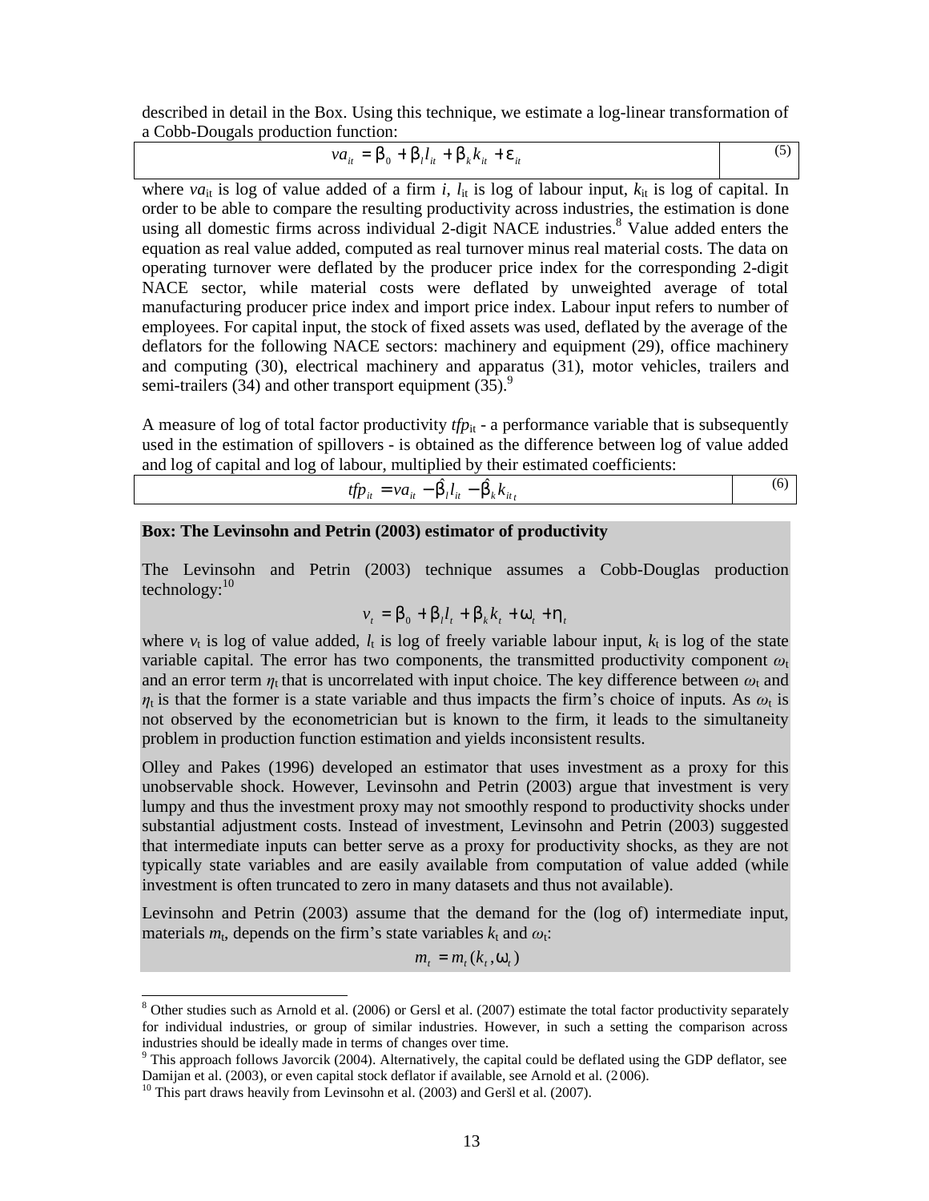described in detail in the Box. Using this technique, we estimate a log-linear transformation of a Cobb-Douglas production function:

$$va_{it} = \beta_0 + \beta_l l_{it} + \beta_k k_{it} + \varepsilon_{it} \tag{5}$$

where $va_{it}$ is log of value added of a firm $i$, $l_{it}$ is log of labour input, $k_{it}$ is log of capital. In order to be able to compare the resulting productivity across industries, the estimation is done using all domestic firms across individual 2-digit NACE industries.[8] Value added enters the equation as real value added, computed as real turnover minus real material costs. The data on operating turnover were deflated by the producer price index for the corresponding 2-digit NACE sector, while material costs were deflated by unweighted average of total manufacturing producer price index and import price index. Labour input refers to number of employees. For capital input, the stock of fixed assets was used, deflated by the average of the deflators for the following NACE sectors: machinery and equipment (29), office machinery and computing (30), electrical machinery and apparatus (31), motor vehicles, trailers and semi-trailers (34) and other transport equipment (35).[9]

A measure of log of total factor productivity $tfp_{it}$ - a performance variable that is subsequently used in the estimation of spillovers - is obtained as the difference between log of value added and log of capital and log of labour, multiplied by their estimated coefficients:

$$tfp_{it} = va_{it} - \hat{\beta}_l l_{it} - \hat{\beta}_k k_{it_t} \tag{6}$$

**Box: The Levinsohn and Petrin (2003) estimator of productivity**

The Levinsohn and Petrin (2003) technique assumes a Cobb-Douglas production technology:[10]

$$v_t = \beta_0 + \beta_l l_t + \beta_k k_t + \omega_t + \eta_t$$

where $v_t$ is log of value added, $l_t$ is log of freely variable labour input, $k_t$ is log of the state variable capital. The error has two components, the transmitted productivity component $\omega_t$ and an error term $\eta_t$ that is uncorrelated with input choice. The key difference between $\omega_t$ and $\eta_t$ is that the former is a state variable and thus impacts the firm's choice of inputs. As $\omega_t$ is not observed by the econometrician but is known to the firm, it leads to the simultaneity problem in production function estimation and yields inconsistent results.

Olley and Pakes (1996) developed an estimator that uses investment as a proxy for this unobservable shock. However, Levinsohn and Petrin (2003) argue that investment is very lumpy and thus the investment proxy may not smoothly respond to productivity shocks under substantial adjustment costs. Instead of investment, Levinsohn and Petrin (2003) suggested that intermediate inputs can better serve as a proxy for productivity shocks, as they are not typically state variables and are easily available from computation of value added (while investment is often truncated to zero in many datasets and thus not available).

Levinsohn and Petrin (2003) assume that the demand for the (log of) intermediate input, materials $m_t$, depends on the firm's state variables $k_t$ and $\omega_t$:

$$m_t = m_t(k_t, \omega_t)$$

---

[8] Other studies such as Arnold et al. (2006) or Gersl et al. (2007) estimate the total factor productivity separately for individual industries, or group of similar industries. However, in such a setting the comparison across industries should be ideally made in terms of changes over time.

[9] This approach follows Javorcik (2004). Alternatively, the capital could be deflated using the GDP deflator, see Damijan et al. (2003), or even capital stock deflator if available, see Arnold et al. (2006).

[10] This part draws heavily from Levinsohn et al. (2003) and Geršl et al. (2007).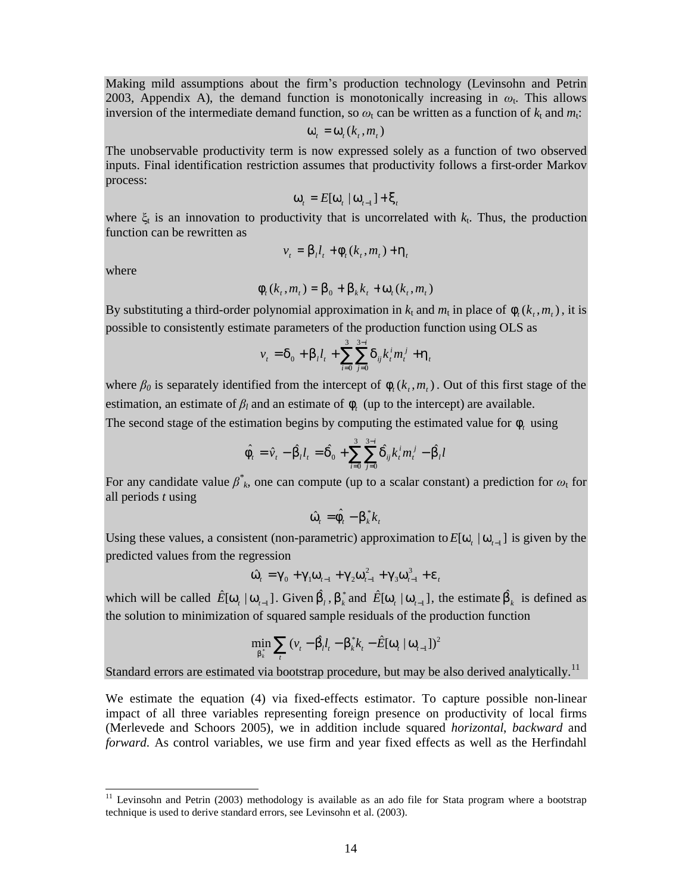Making mild assumptions about the firm's production technology (Levinsohn and Petrin 2003, Appendix A), the demand function is monotonically increasing in $\omega_t$. This allows inversion of the intermediate demand function, so $\omega_t$ can be written as a function of $k_t$ and $m_t$:

$$\omega_t = \omega_t(k_t, m_t)$$

The unobservable productivity term is now expressed solely as a function of two observed inputs. Final identification restriction assumes that productivity follows a first-order Markov process:

$$\omega_t = E[\omega_t \mid \omega_{t-1}] + \xi_t$$

where $\xi_t$ is an innovation to productivity that is uncorrelated with $k_t$. Thus, the production function can be rewritten as

$$v_t = \beta_l l_t + \phi_t(k_t, m_t) + \eta_t$$

where

$$\phi_t(k_t, m_t) = \beta_0 + \beta_k k_t + \omega_t(k_t, m_t)$$

By substituting a third-order polynomial approximation in $k_t$ and $m_t$ in place of $\phi_t(k_t, m_t)$, it is possible to consistently estimate parameters of the production function using OLS as

$$v_t = \delta_0 + \beta_l l_t + \sum_{i=0}^{3}\sum_{j=0}^{3-i} \delta_{ij} k_t^i m_t^j + \eta_t$$

where $\beta_0$ is separately identified from the intercept of $\phi_t(k_t, m_t)$. Out of this first stage of the estimation, an estimate of $\beta_l$ and an estimate of $\phi_t$ (up to the intercept) are available.
The second stage of the estimation begins by computing the estimated value for $\phi_t$ using

$$\hat{\phi}_t = \hat{v}_t - \hat{\beta}_l l_t = \hat{\delta}_0 + \sum_{i=0}^{3}\sum_{j=0}^{3-i} \hat{\delta}_{ij} k_t^i m_t^j - \hat{\beta}_l l$$

For any candidate value $\beta^*_k$, one can compute (up to a scalar constant) a prediction for $\omega_t$ for all periods $t$ using

$$\hat{\omega}_t = \hat{\phi}_t - \beta_k^* k_t$$

Using these values, a consistent (non-parametric) approximation to $E[\omega_t \mid \omega_{t-1}]$ is given by the predicted values from the regression

$$\hat{\omega}_t = \gamma_0 + \gamma_1 \omega_{t-1} + \gamma_2 \omega_{t-1}^2 + \gamma_3 \omega_{t-1}^3 + \varepsilon_t$$

which will be called $\hat{E}[\omega_t \mid \omega_{t-1}]$. Given $\hat{\beta}_l$, $\beta_k^*$ and $\hat{E}[\omega_t \mid \omega_{t-1}]$, the estimate $\hat{\beta}_k$ is defined as the solution to minimization of squared sample residuals of the production function

$$\min_{\beta_k^*} \sum_t (v_t - \hat{\beta}_l l_t - \beta_k^* k_t - \hat{E}[\omega_t \mid \omega_{t-1}])^2$$

Standard errors are estimated via bootstrap procedure, but may be also derived analytically.[11]

We estimate the equation (4) via fixed-effects estimator. To capture possible non-linear impact of all three variables representing foreign presence on productivity of local firms (Merlevede and Schoors 2005), we in addition include squared *horizontal*, *backward* and *forward*. As control variables, we use firm and year fixed effects as well as the Herfindahl

---

[11] Levinsohn and Petrin (2003) methodology is available as an ado file for Stata program where a bootstrap technique is used to derive standard errors, see Levinsohn et al. (2003).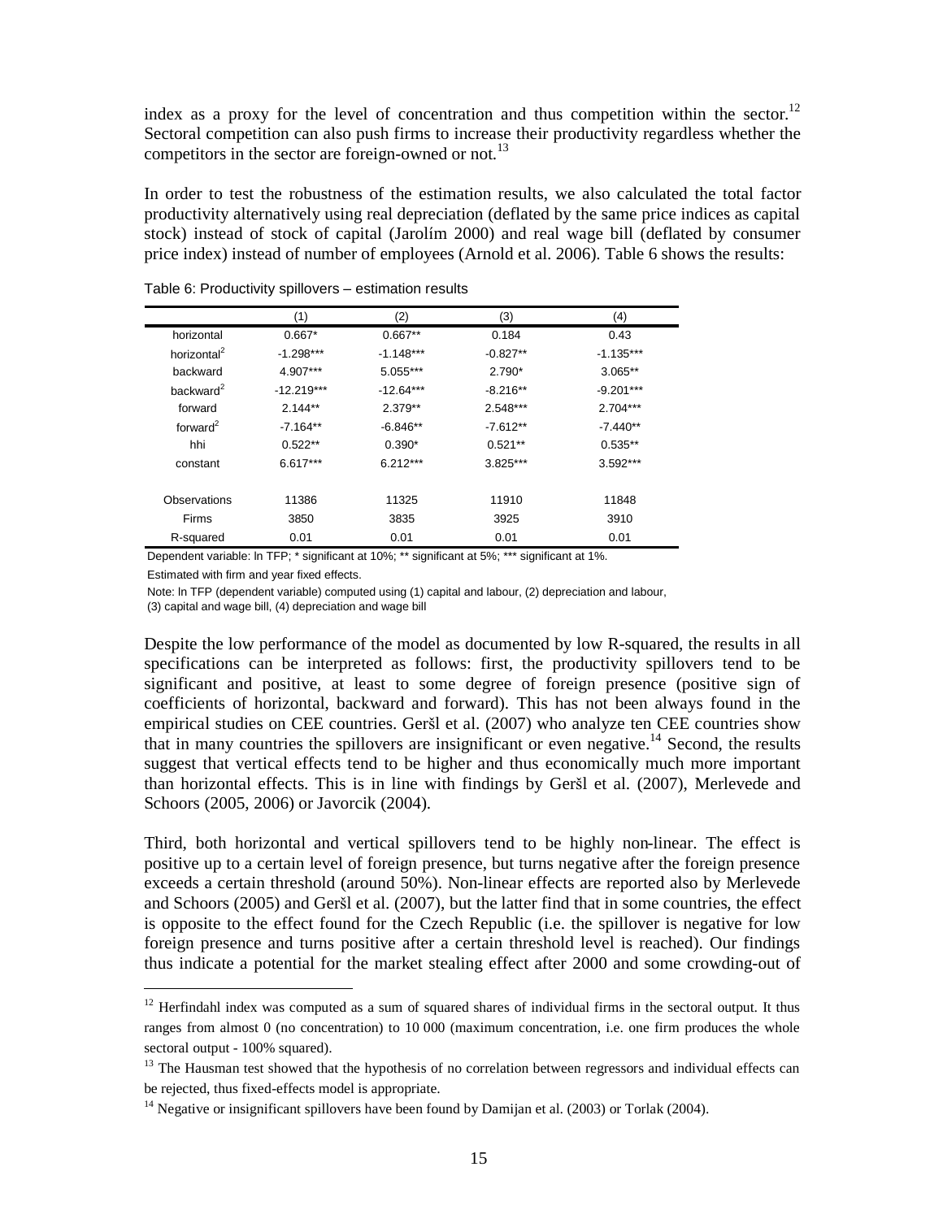index as a proxy for the level of concentration and thus competition within the sector.[12] Sectoral competition can also push firms to increase their productivity regardless whether the competitors in the sector are foreign-owned or not.[13]

In order to test the robustness of the estimation results, we also calculated the total factor productivity alternatively using real depreciation (deflated by the same price indices as capital stock) instead of stock of capital (Jarolím 2000) and real wage bill (deflated by consumer price index) instead of number of employees (Arnold et al. 2006). Table 6 shows the results:

Table 6: Productivity spillovers – estimation results

| | (1) | (2) | (3) | (4) |
|---|---|---|---|---|
| horizontal | 0.667* | 0.667** | 0.184 | 0.43 |
| horizontal$^2$ | -1.298*** | -1.148*** | -0.827** | -1.135*** |
| backward | 4.907*** | 5.055*** | 2.790* | 3.065** |
| backward$^2$ | -12.219*** | -12.64*** | -8.216** | -9.201*** |
| forward | 2.144** | 2.379** | 2.548*** | 2.704*** |
| forward$^2$ | -7.164** | -6.846** | -7.612** | -7.440** |
| hhi | 0.522** | 0.390* | 0.521** | 0.535** |
| constant | 6.617*** | 6.212*** | 3.825*** | 3.592*** |
| | | | | |
| Observations | 11386 | 11325 | 11910 | 11848 |
| Firms | 3850 | 3835 | 3925 | 3910 |
| R-squared | 0.01 | 0.01 | 0.01 | 0.01 |

Dependent variable: ln TFP; * significant at 10%; ** significant at 5%; *** significant at 1%.

Estimated with firm and year fixed effects.

Note: ln TFP (dependent variable) computed using (1) capital and labour, (2) depreciation and labour, (3) capital and wage bill, (4) depreciation and wage bill

Despite the low performance of the model as documented by low R-squared, the results in all specifications can be interpreted as follows: first, the productivity spillovers tend to be significant and positive, at least to some degree of foreign presence (positive sign of coefficients of horizontal, backward and forward). This has not been always found in the empirical studies on CEE countries. Geršl et al. (2007) who analyze ten CEE countries show that in many countries the spillovers are insignificant or even negative.[14] Second, the results suggest that vertical effects tend to be higher and thus economically much more important than horizontal effects. This is in line with findings by Geršl et al. (2007), Merlevede and Schoors (2005, 2006) or Javorcik (2004).

Third, both horizontal and vertical spillovers tend to be highly non-linear. The effect is positive up to a certain level of foreign presence, but turns negative after the foreign presence exceeds a certain threshold (around 50%). Non-linear effects are reported also by Merlevede and Schoors (2005) and Geršl et al. (2007), but the latter find that in some countries, the effect is opposite to the effect found for the Czech Republic (i.e. the spillover is negative for low foreign presence and turns positive after a certain threshold level is reached). Our findings thus indicate a potential for the market stealing effect after 2000 and some crowding-out of

[12] Herfindahl index was computed as a sum of squared shares of individual firms in the sectoral output. It thus ranges from almost 0 (no concentration) to 10 000 (maximum concentration, i.e. one firm produces the whole sectoral output - 100% squared).

[13] The Hausman test showed that the hypothesis of no correlation between regressors and individual effects can be rejected, thus fixed-effects model is appropriate.

[14] Negative or insignificant spillovers have been found by Damijan et al. (2003) or Torlak (2004).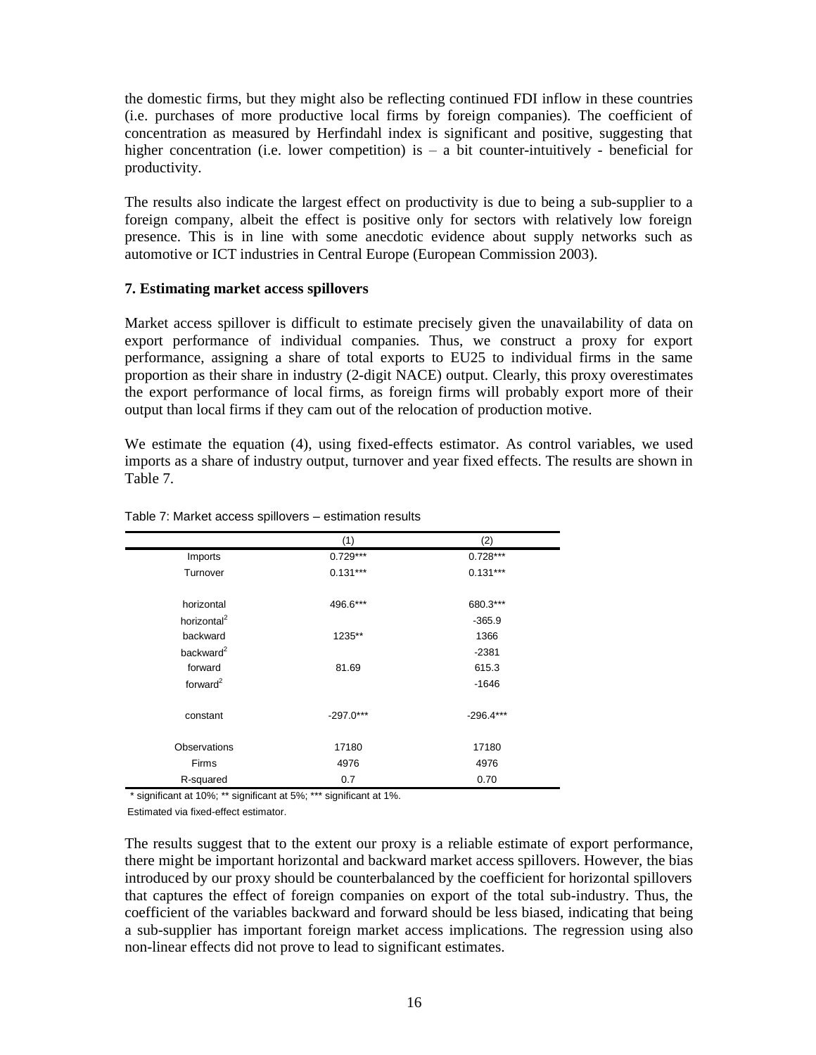the domestic firms, but they might also be reflecting continued FDI inflow in these countries (i.e. purchases of more productive local firms by foreign companies). The coefficient of concentration as measured by Herfindahl index is significant and positive, suggesting that higher concentration (i.e. lower competition) is – a bit counter-intuitively - beneficial for productivity.

The results also indicate the largest effect on productivity is due to being a sub-supplier to a foreign company, albeit the effect is positive only for sectors with relatively low foreign presence. This is in line with some anecdotic evidence about supply networks such as automotive or ICT industries in Central Europe (European Commission 2003).

## 7. Estimating market access spillovers

Market access spillover is difficult to estimate precisely given the unavailability of data on export performance of individual companies. Thus, we construct a proxy for export performance, assigning a share of total exports to EU25 to individual firms in the same proportion as their share in industry (2-digit NACE) output. Clearly, this proxy overestimates the export performance of local firms, as foreign firms will probably export more of their output than local firms if they cam out of the relocation of production motive.

We estimate the equation (4), using fixed-effects estimator. As control variables, we used imports as a share of industry output, turnover and year fixed effects. The results are shown in Table 7.

Table 7: Market access spillovers – estimation results

| | (1) | (2) |
|---|---|---|
| Imports | 0.729*** | 0.728*** |
| Turnover | 0.131*** | 0.131*** |
| horizontal | 496.6*** | 680.3*** |
| horizontal$^2$ | | -365.9 |
| backward | 1235** | 1366 |
| backward$^2$ | | -2381 |
| forward | 81.69 | 615.3 |
| forward$^2$ | | -1646 |
| constant | -297.0*** | -296.4*** |
| Observations | 17180 | 17180 |
| Firms | 4976 | 4976 |
| R-squared | 0.7 | 0.70 |

\* significant at 10%; ** significant at 5%; *** significant at 1%.

Estimated via fixed-effect estimator.

The results suggest that to the extent our proxy is a reliable estimate of export performance, there might be important horizontal and backward market access spillovers. However, the bias introduced by our proxy should be counterbalanced by the coefficient for horizontal spillovers that captures the effect of foreign companies on export of the total sub-industry. Thus, the coefficient of the variables backward and forward should be less biased, indicating that being a sub-supplier has important foreign market access implications. The regression using also non-linear effects did not prove to lead to significant estimates.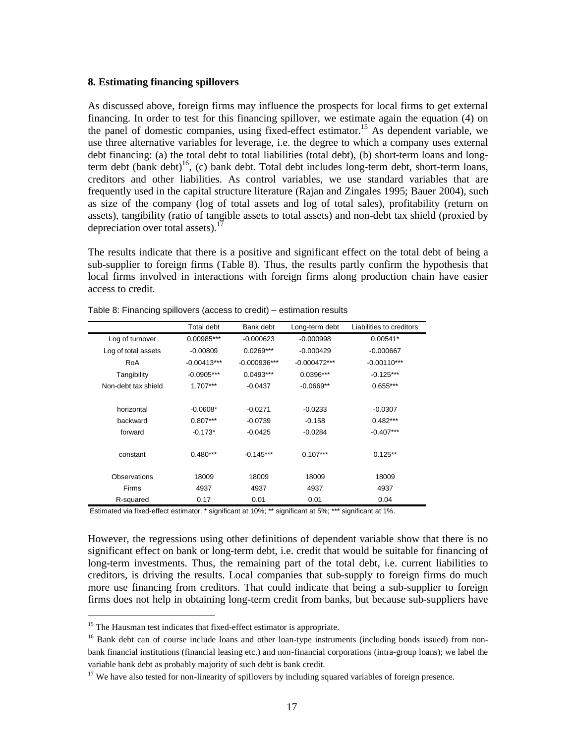## 8. Estimating financing spillovers

As discussed above, foreign firms may influence the prospects for local firms to get external financing. In order to test for this financing spillover, we estimate again the equation (4) on the panel of domestic companies, using fixed-effect estimator.[15] As dependent variable, we use three alternative variables for leverage, i.e. the degree to which a company uses external debt financing: (a) the total debt to total liabilities (total debt), (b) short-term loans and long-term debt (bank debt)[16], (c) bank debt. Total debt includes long-term debt, short-term loans, creditors and other liabilities. As control variables, we use standard variables that are frequently used in the capital structure literature (Rajan and Zingales 1995; Bauer 2004), such as size of the company (log of total assets and log of total sales), profitability (return on assets), tangibility (ratio of tangible assets to total assets) and non-debt tax shield (proxied by depreciation over total assets).[17]

The results indicate that there is a positive and significant effect on the total debt of being a sub-supplier to foreign firms (Table 8). Thus, the results partly confirm the hypothesis that local firms involved in interactions with foreign firms along production chain have easier access to credit.

Table 8: Financing spillovers (access to credit) – estimation results

| | Total debt | Bank debt | Long-term debt | Liabilities to creditors |
|---|---|---|---|---|
| Log of turnover | 0.00985*** | -0.000623 | -0.000998 | 0.00541* |
| Log of total assets | -0.00809 | 0.0269*** | -0.000429 | -0.000667 |
| RoA | -0.00413*** | -0.000936*** | -0.000472*** | -0.00110*** |
| Tangibility | -0.0905*** | 0.0493*** | 0.0396*** | -0.125*** |
| Non-debt tax shield | 1.707*** | -0.0437 | -0.0669** | 0.655*** |
| horizontal | -0.0608* | -0.0271 | -0.0233 | -0.0307 |
| backward | 0.807*** | -0.0739 | -0.158 | 0.482*** |
| forward | -0.173* | -0.0425 | -0.0284 | -0.407*** |
| constant | 0.480*** | -0.145*** | 0.107*** | 0.125** |
| Observations | 18009 | 18009 | 18009 | 18009 |
| Firms | 4937 | 4937 | 4937 | 4937 |
| R-squared | 0.17 | 0.01 | 0.01 | 0.04 |

Estimated via fixed-effect estimator. * significant at 10%; ** significant at 5%; *** significant at 1%.

However, the regressions using other definitions of dependent variable show that there is no significant effect on bank or long-term debt, i.e. credit that would be suitable for financing of long-term investments. Thus, the remaining part of the total debt, i.e. current liabilities to creditors, is driving the results. Local companies that sub-supply to foreign firms do much more use financing from creditors. That could indicate that being a sub-supplier to foreign firms does not help in obtaining long-term credit from banks, but because sub-suppliers have

---

[15] The Hausman test indicates that fixed-effect estimator is appropriate.

[16] Bank debt can of course include loans and other loan-type instruments (including bonds issued) from non-bank financial institutions (financial leasing etc.) and non-financial corporations (intra-group loans); we label the variable bank debt as probably majority of such debt is bank credit.

[17] We have also tested for non-linearity of spillovers by including squared variables of foreign presence.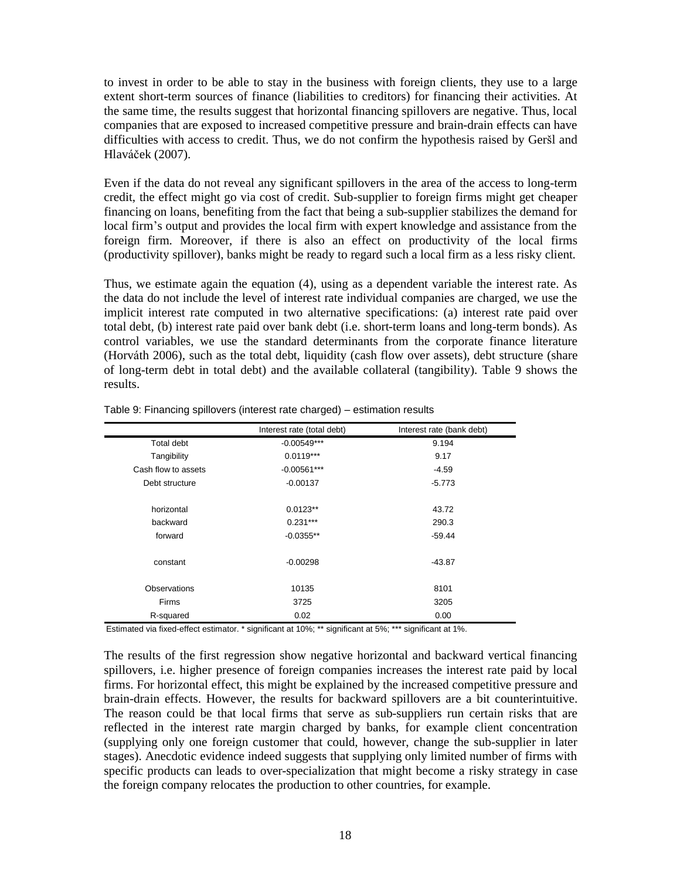to invest in order to be able to stay in the business with foreign clients, they use to a large extent short-term sources of finance (liabilities to creditors) for financing their activities. At the same time, the results suggest that horizontal financing spillovers are negative. Thus, local companies that are exposed to increased competitive pressure and brain-drain effects can have difficulties with access to credit. Thus, we do not confirm the hypothesis raised by Geršl and Hlaváček (2007).

Even if the data do not reveal any significant spillovers in the area of the access to long-term credit, the effect might go via cost of credit. Sub-supplier to foreign firms might get cheaper financing on loans, benefiting from the fact that being a sub-supplier stabilizes the demand for local firm's output and provides the local firm with expert knowledge and assistance from the foreign firm. Moreover, if there is also an effect on productivity of the local firms (productivity spillover), banks might be ready to regard such a local firm as a less risky client.

Thus, we estimate again the equation (4), using as a dependent variable the interest rate. As the data do not include the level of interest rate individual companies are charged, we use the implicit interest rate computed in two alternative specifications: (a) interest rate paid over total debt, (b) interest rate paid over bank debt (i.e. short-term loans and long-term bonds). As control variables, we use the standard determinants from the corporate finance literature (Horváth 2006), such as the total debt, liquidity (cash flow over assets), debt structure (share of long-term debt in total debt) and the available collateral (tangibility). Table 9 shows the results.

Table 9: Financing spillovers (interest rate charged) – estimation results

| | Interest rate (total debt) | Interest rate (bank debt) |
|---|---|---|
| Total debt | -0.00549*** | 9.194 |
| Tangibility | 0.0119*** | 9.17 |
| Cash flow to assets | -0.00561*** | -4.59 |
| Debt structure | -0.00137 | -5.773 |
| horizontal | 0.0123** | 43.72 |
| backward | 0.231*** | 290.3 |
| forward | -0.0355** | -59.44 |
| constant | -0.00298 | -43.87 |
| Observations | 10135 | 8101 |
| Firms | 3725 | 3205 |
| R-squared | 0.02 | 0.00 |

Estimated via fixed-effect estimator. * significant at 10%; ** significant at 5%; *** significant at 1%.

The results of the first regression show negative horizontal and backward vertical financing spillovers, i.e. higher presence of foreign companies increases the interest rate paid by local firms. For horizontal effect, this might be explained by the increased competitive pressure and brain-drain effects. However, the results for backward spillovers are a bit counterintuitive. The reason could be that local firms that serve as sub-suppliers run certain risks that are reflected in the interest rate margin charged by banks, for example client concentration (supplying only one foreign customer that could, however, change the sub-supplier in later stages). Anecdotic evidence indeed suggests that supplying only limited number of firms with specific products can leads to over-specialization that might become a risky strategy in case the foreign company relocates the production to other countries, for example.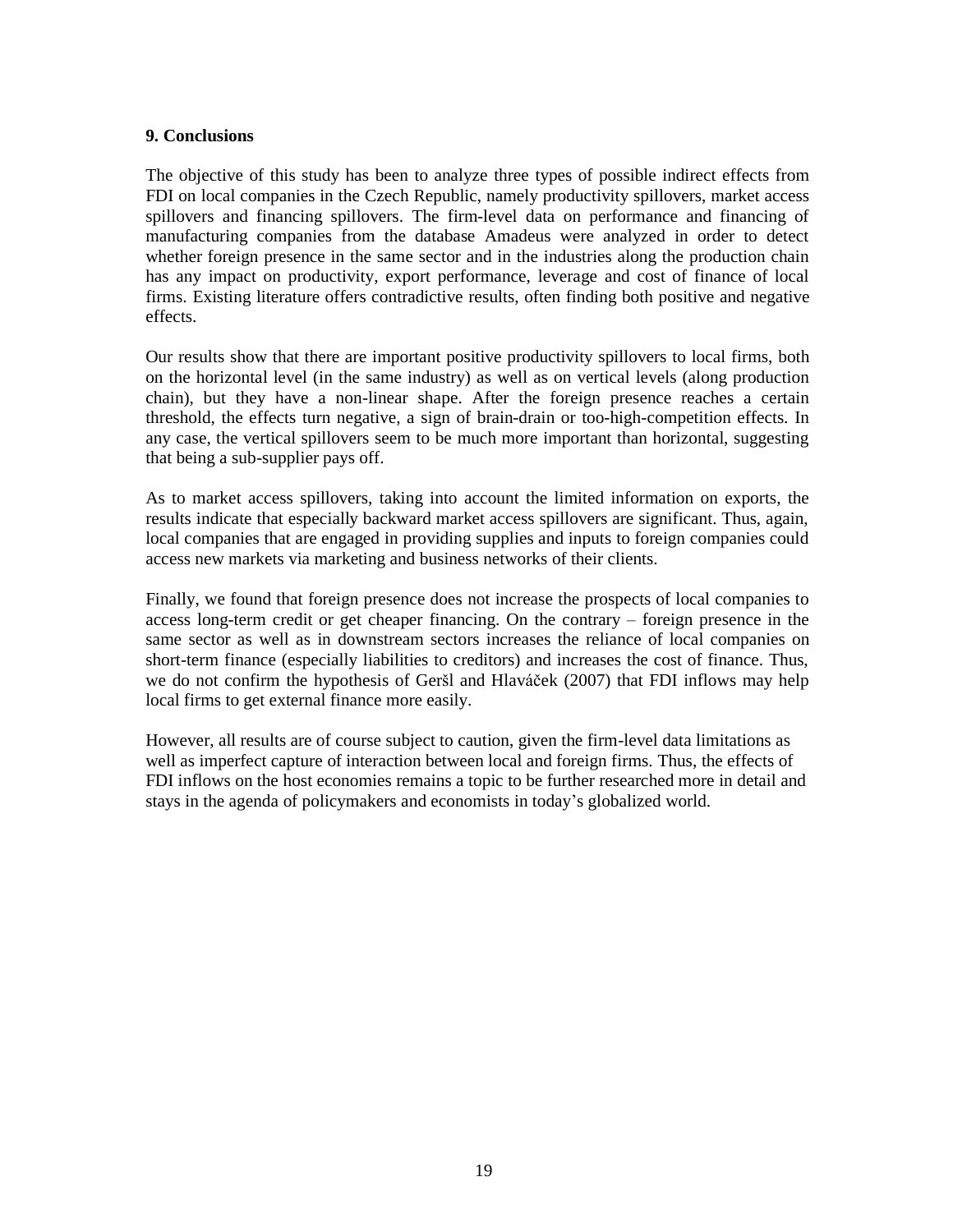## 9. Conclusions

The objective of this study has been to analyze three types of possible indirect effects from FDI on local companies in the Czech Republic, namely productivity spillovers, market access spillovers and financing spillovers. The firm-level data on performance and financing of manufacturing companies from the database Amadeus were analyzed in order to detect whether foreign presence in the same sector and in the industries along the production chain has any impact on productivity, export performance, leverage and cost of finance of local firms. Existing literature offers contradictive results, often finding both positive and negative effects.

Our results show that there are important positive productivity spillovers to local firms, both on the horizontal level (in the same industry) as well as on vertical levels (along production chain), but they have a non-linear shape. After the foreign presence reaches a certain threshold, the effects turn negative, a sign of brain-drain or too-high-competition effects. In any case, the vertical spillovers seem to be much more important than horizontal, suggesting that being a sub-supplier pays off.

As to market access spillovers, taking into account the limited information on exports, the results indicate that especially backward market access spillovers are significant. Thus, again, local companies that are engaged in providing supplies and inputs to foreign companies could access new markets via marketing and business networks of their clients.

Finally, we found that foreign presence does not increase the prospects of local companies to access long-term credit or get cheaper financing. On the contrary – foreign presence in the same sector as well as in downstream sectors increases the reliance of local companies on short-term finance (especially liabilities to creditors) and increases the cost of finance. Thus, we do not confirm the hypothesis of Geršl and Hlaváček (2007) that FDI inflows may help local firms to get external finance more easily.

However, all results are of course subject to caution, given the firm-level data limitations as well as imperfect capture of interaction between local and foreign firms. Thus, the effects of FDI inflows on the host economies remains a topic to be further researched more in detail and stays in the agenda of policymakers and economists in today's globalized world.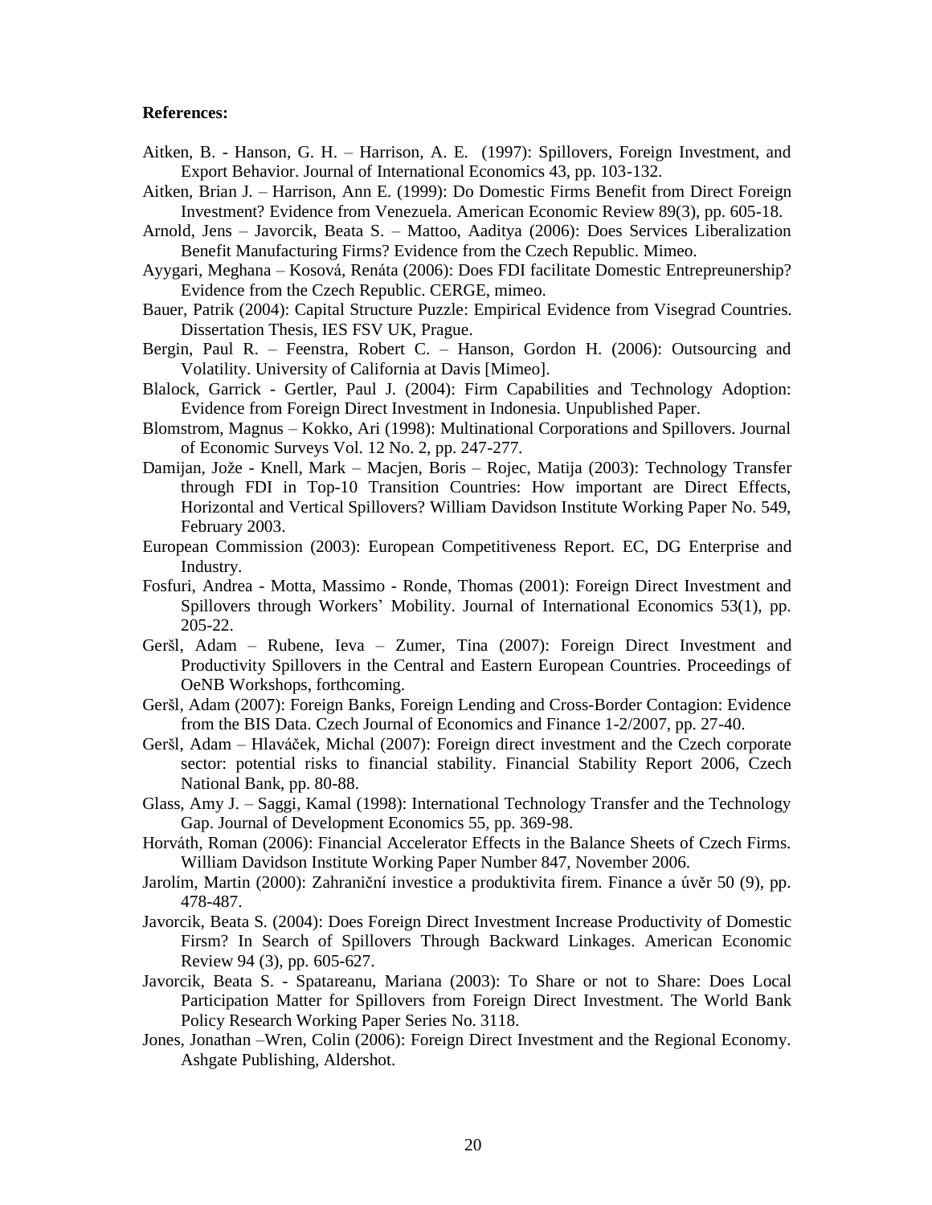**References:**

Aitken, B. - Hanson, G. H. – Harrison, A. E. (1997): Spillovers, Foreign Investment, and Export Behavior. Journal of International Economics 43, pp. 103-132.

Aitken, Brian J. – Harrison, Ann E. (1999): Do Domestic Firms Benefit from Direct Foreign Investment? Evidence from Venezuela. American Economic Review 89(3), pp. 605-18.

Arnold, Jens – Javorcik, Beata S. – Mattoo, Aaditya (2006): Does Services Liberalization Benefit Manufacturing Firms? Evidence from the Czech Republic. Mimeo.

Ayygari, Meghana – Kosová, Renáta (2006): Does FDI facilitate Domestic Entrepreunership? Evidence from the Czech Republic. CERGE, mimeo.

Bauer, Patrik (2004): Capital Structure Puzzle: Empirical Evidence from Visegrad Countries. Dissertation Thesis, IES FSV UK, Prague.

Bergin, Paul R. – Feenstra, Robert C. – Hanson, Gordon H. (2006): Outsourcing and Volatility. University of California at Davis [Mimeo].

Blalock, Garrick - Gertler, Paul J. (2004): Firm Capabilities and Technology Adoption: Evidence from Foreign Direct Investment in Indonesia. Unpublished Paper.

Blomstrom, Magnus – Kokko, Ari (1998): Multinational Corporations and Spillovers. Journal of Economic Surveys Vol. 12 No. 2, pp. 247-277.

Damijan, Jože - Knell, Mark – Macjen, Boris – Rojec, Matija (2003): Technology Transfer through FDI in Top-10 Transition Countries: How important are Direct Effects, Horizontal and Vertical Spillovers? William Davidson Institute Working Paper No. 549, February 2003.

European Commission (2003): European Competitiveness Report. EC, DG Enterprise and Industry.

Fosfuri, Andrea - Motta, Massimo - Ronde, Thomas (2001): Foreign Direct Investment and Spillovers through Workers' Mobility. Journal of International Economics 53(1), pp. 205-22.

Geršl, Adam – Rubene, Ieva – Zumer, Tina (2007): Foreign Direct Investment and Productivity Spillovers in the Central and Eastern European Countries. Proceedings of OeNB Workshops, forthcoming.

Geršl, Adam (2007): Foreign Banks, Foreign Lending and Cross-Border Contagion: Evidence from the BIS Data. Czech Journal of Economics and Finance 1-2/2007, pp. 27-40.

Geršl, Adam – Hlaváček, Michal (2007): Foreign direct investment and the Czech corporate sector: potential risks to financial stability. Financial Stability Report 2006, Czech National Bank, pp. 80-88.

Glass, Amy J. – Saggi, Kamal (1998): International Technology Transfer and the Technology Gap. Journal of Development Economics 55, pp. 369-98.

Horváth, Roman (2006): Financial Accelerator Effects in the Balance Sheets of Czech Firms. William Davidson Institute Working Paper Number 847, November 2006.

Jarolím, Martin (2000): Zahraniční investice a produktivita firem. Finance a úvěr 50 (9), pp. 478-487.

Javorcik, Beata S. (2004): Does Foreign Direct Investment Increase Productivity of Domestic Firsm? In Search of Spillovers Through Backward Linkages. American Economic Review 94 (3), pp. 605-627.

Javorcik, Beata S. - Spatareanu, Mariana (2003): To Share or not to Share: Does Local Participation Matter for Spillovers from Foreign Direct Investment. The World Bank Policy Research Working Paper Series No. 3118.

Jones, Jonathan –Wren, Colin (2006): Foreign Direct Investment and the Regional Economy. Ashgate Publishing, Aldershot.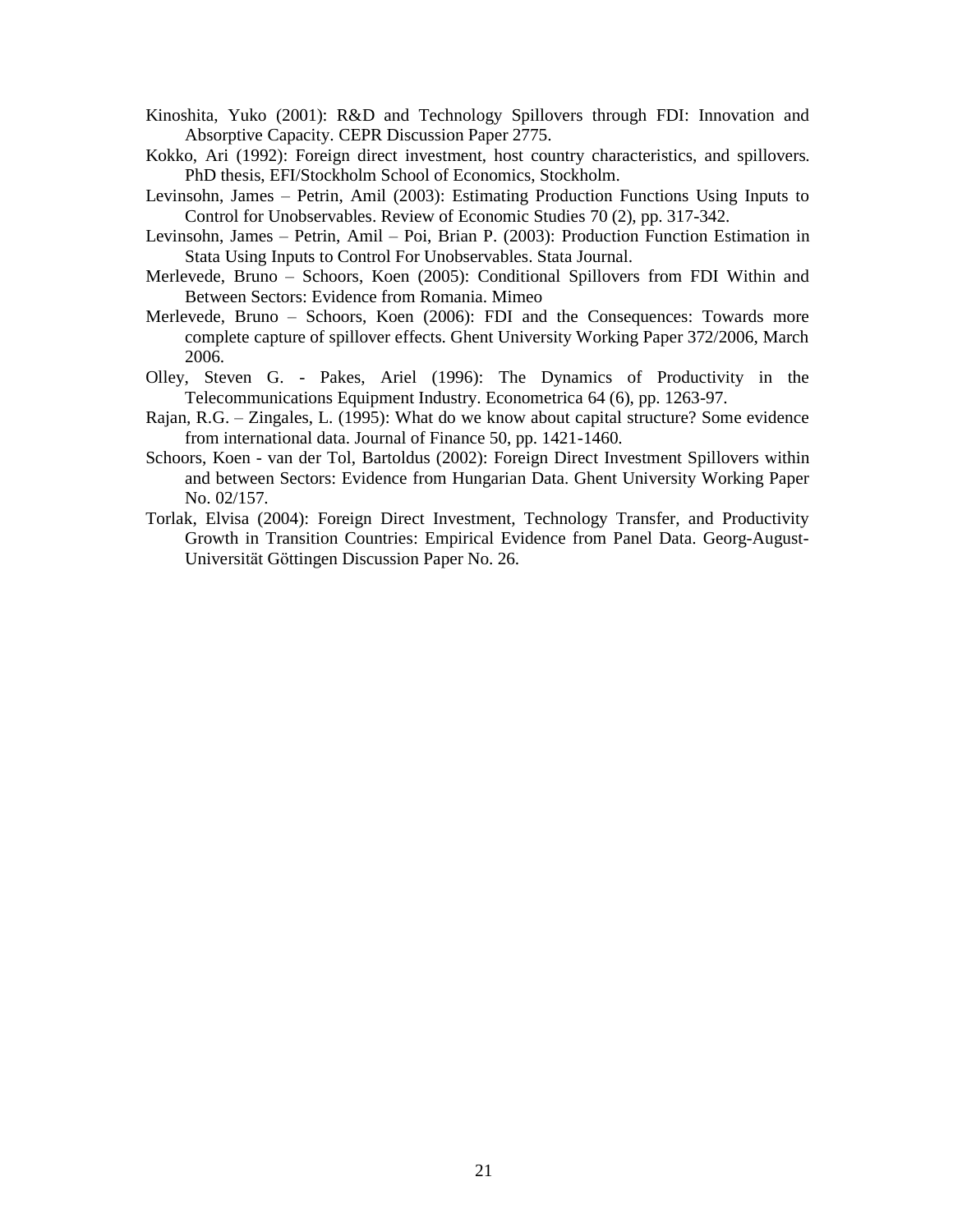Kinoshita, Yuko (2001): R&D and Technology Spillovers through FDI: Innovation and Absorptive Capacity. CEPR Discussion Paper 2775.

Kokko, Ari (1992): Foreign direct investment, host country characteristics, and spillovers. PhD thesis, EFI/Stockholm School of Economics, Stockholm.

Levinsohn, James – Petrin, Amil (2003): Estimating Production Functions Using Inputs to Control for Unobservables. Review of Economic Studies 70 (2), pp. 317-342.

Levinsohn, James – Petrin, Amil – Poi, Brian P. (2003): Production Function Estimation in Stata Using Inputs to Control For Unobservables. Stata Journal.

Merlevede, Bruno – Schoors, Koen (2005): Conditional Spillovers from FDI Within and Between Sectors: Evidence from Romania. Mimeo

Merlevede, Bruno – Schoors, Koen (2006): FDI and the Consequences: Towards more complete capture of spillover effects. Ghent University Working Paper 372/2006, March 2006.

Olley, Steven G. - Pakes, Ariel (1996): The Dynamics of Productivity in the Telecommunications Equipment Industry. Econometrica 64 (6), pp. 1263-97.

Rajan, R.G. – Zingales, L. (1995): What do we know about capital structure? Some evidence from international data. Journal of Finance 50, pp. 1421-1460.

Schoors, Koen - van der Tol, Bartoldus (2002): Foreign Direct Investment Spillovers within and between Sectors: Evidence from Hungarian Data. Ghent University Working Paper No. 02/157.

Torlak, Elvisa (2004): Foreign Direct Investment, Technology Transfer, and Productivity Growth in Transition Countries: Empirical Evidence from Panel Data. Georg-August-Universität Göttingen Discussion Paper No. 26.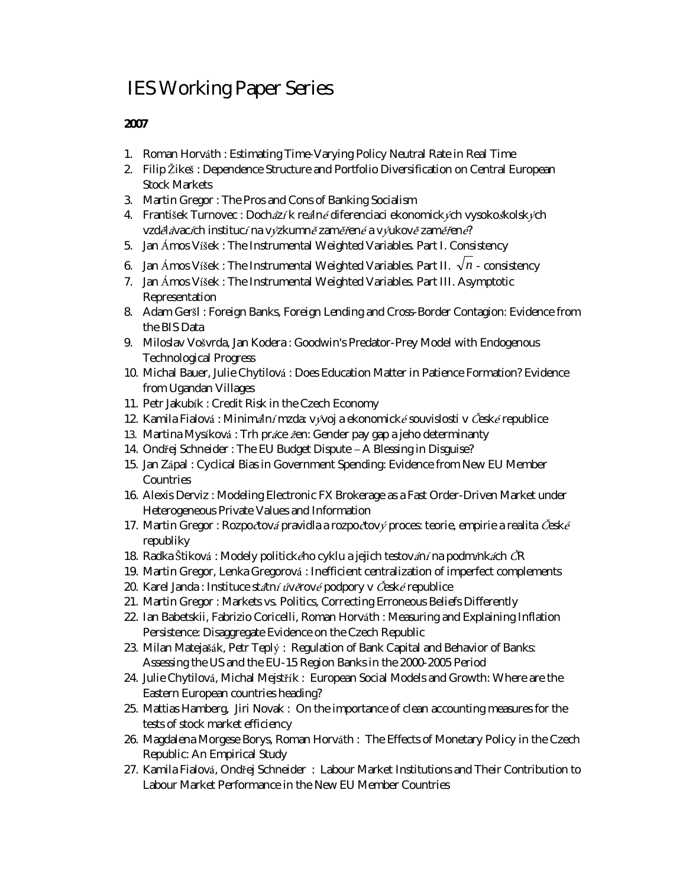# IES Working Paper Series

**2007**

1. Roman Horváth : Estimating Time-Varying Policy Neutral Rate in Real Time
2. Filip Žikeš : Dependence Structure and Portfolio Diversification on Central European Stock Markets
3. Martin Gregor : The Pros and Cons of Banking Socialism
4. František Turnovec : Dochází k reálné diferenciaci ekonomických vysokoškolských vzdělávacích institucí na výzkumně zaměřené a výukově zaměřené?
5. Jan Ámos Víšek : The Instrumental Weighted Variables. Part I. Consistency
6. Jan Ámos Víšek : The Instrumental Weighted Variables. Part II. $\sqrt{n}$ - consistency
7. Jan Ámos Víšek : The Instrumental Weighted Variables. Part III. Asymptotic Representation
8. Adam Geršl : Foreign Banks, Foreign Lending and Cross-Border Contagion: Evidence from the BIS Data
9. Miloslav Vošvrda, Jan Kodera : Goodwin's Predator-Prey Model with Endogenous Technological Progress
10. Michal Bauer, Julie Chytilová : Does Education Matter in Patience Formation? Evidence from Ugandan Villages
11. Petr Jakubík : Credit Risk in the Czech Economy
12. Kamila Fialová : Minimální mzda: vývoj a ekonomické souvislosti v České republice
13. Martina Mysíková : Trh práce žen: Gender pay gap a jeho determinanty
14. Ondřej Schneider : The EU Budget Dispute – A Blessing in Disguise?
15. Jan Zápal : Cyclical Bias in Government Spending: Evidence from New EU Member Countries
16. Alexis Derviz : Modeling Electronic FX Brokerage as a Fast Order-Driven Market under Heterogeneous Private Values and Information
17. Martin Gregor : Rozpočtová pravidla a rozpočtový proces: teorie, empirie a realita České republiky
18. Radka Štiková : Modely politického cyklu a jejich testování na podmínkách ČR
19. Martin Gregor, Lenka Gregorová : Inefficient centralization of imperfect complements
20. Karel Janda : Instituce státní úvěrové podpory v České republice
21. Martin Gregor : Markets vs. Politics, Correcting Erroneous Beliefs Differently
22. Ian Babetskii, Fabrizio Coricelli, Roman Horváth : Measuring and Explaining Inflation Persistence: Disaggregate Evidence on the Czech Republic
23. Milan Matejašák, Petr Teplý : Regulation of Bank Capital and Behavior of Banks: Assessing the US and the EU-15 Region Banks in the 2000-2005 Period
24. Julie Chytilová, Michal Mejstřík : European Social Models and Growth: Where are the Eastern European countries heading?
25. Mattias Hamberg, Jiri Novak : On the importance of clean accounting measures for the tests of stock market efficiency
26. Magdalena Morgese Borys, Roman Horváth : The Effects of Monetary Policy in the Czech Republic: An Empirical Study
27. Kamila Fialová, Ondřej Schneider : Labour Market Institutions and Their Contribution to Labour Market Performance in the New EU Member Countries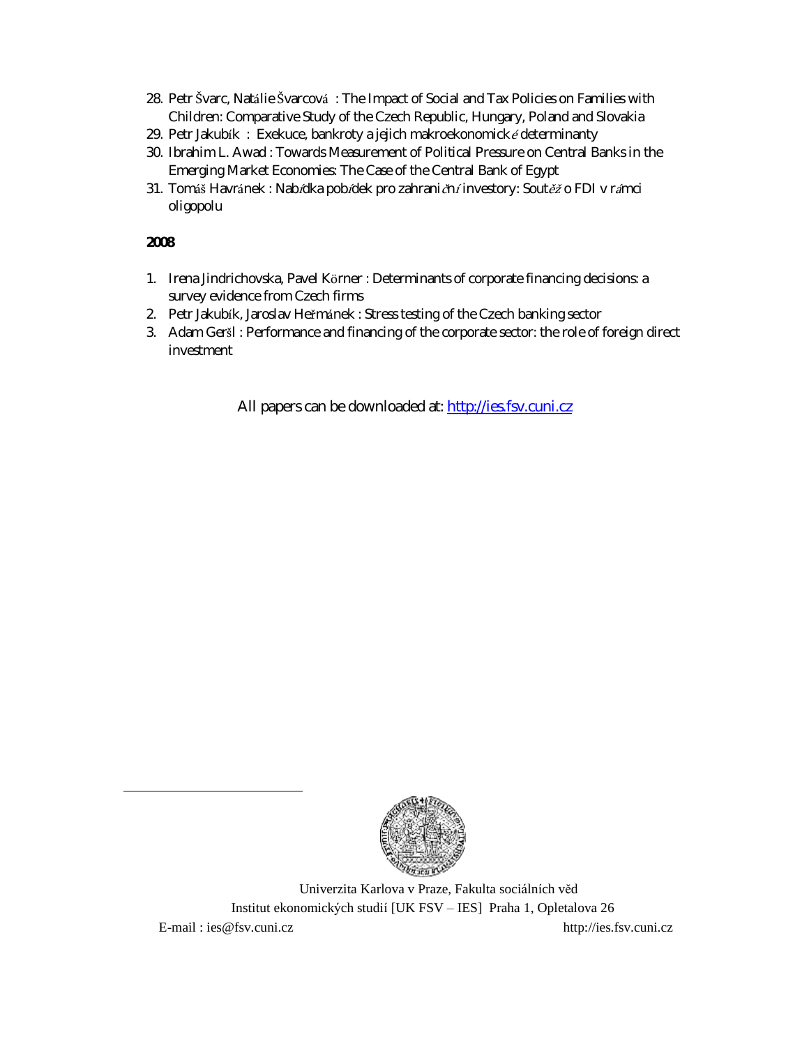28. Petr Švarc, Natálie Švarcová : The Impact of Social and Tax Policies on Families with Children: Comparative Study of the Czech Republic, Hungary, Poland and Slovakia
29. Petr Jakubík : Exekuce, bankroty a jejich makroekonomické determinanty
30. Ibrahim L. Awad : Towards Measurement of Political Pressure on Central Banks in the Emerging Market Economies: The Case of the Central Bank of Egypt
31. Tomáš Havránek : Nabídka pobídek pro zahraniční investory: Soutěž o FDI v rámci oligopolu

**2008**

1. Irena Jindrichovska, Pavel Körner : Determinants of corporate financing decisions: a survey evidence from Czech firms
2. Petr Jakubík, Jaroslav Heřmánek : Stress testing of the Czech banking sector
3. Adam Geršl : Performance and financing of the corporate sector: the role of foreign direct investment

All papers can be downloaded at: http://ies.fsv.cuni.cz

Univerzita Karlova v Praze, Fakulta sociálních věd

Institut ekonomických studií [UK FSV – IES] Praha 1, Opletalova 26

E-mail : ies@fsv.cuni.cz http://ies.fsv.cuni.cz